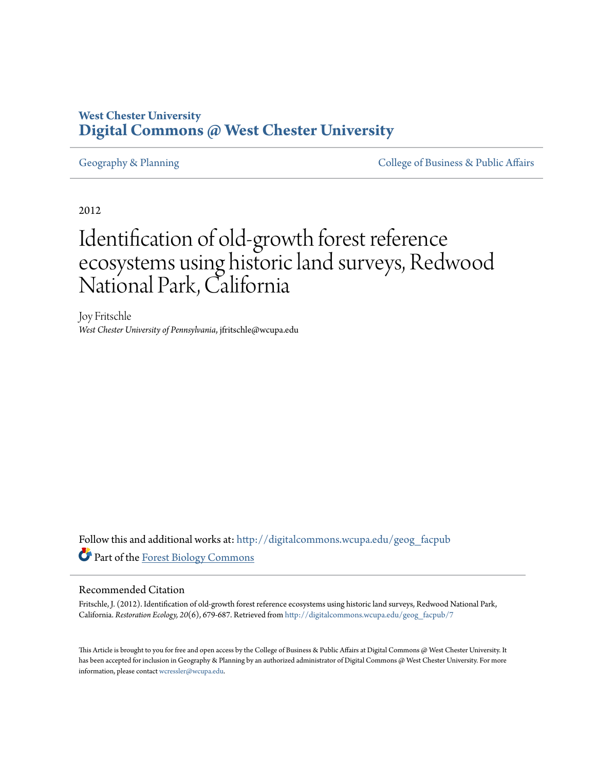**West Chester University**
**Digital Commons @ West Chester University**

Geography & Planning

College of Business & Public Affairs

2012

# Identification of old-growth forest reference ecosystems using historic land surveys, Redwood National Park, California

Joy Fritschle
*West Chester University of Pennsylvania*, jfritschle@wcupa.edu

Follow this and additional works at: http://digitalcommons.wcupa.edu/geog_facpub

Part of the Forest Biology Commons

## Recommended Citation

Fritschle, J. (2012). Identification of old-growth forest reference ecosystems using historic land surveys, Redwood National Park, California. *Restoration Ecology, 20*(6), 679-687. Retrieved from http://digitalcommons.wcupa.edu/geog_facpub/7

This Article is brought to you for free and open access by the College of Business & Public Affairs at Digital Commons @ West Chester University. It has been accepted for inclusion in Geography & Planning by an authorized administrator of Digital Commons @ West Chester University. For more information, please contact wcressler@wcupa.edu.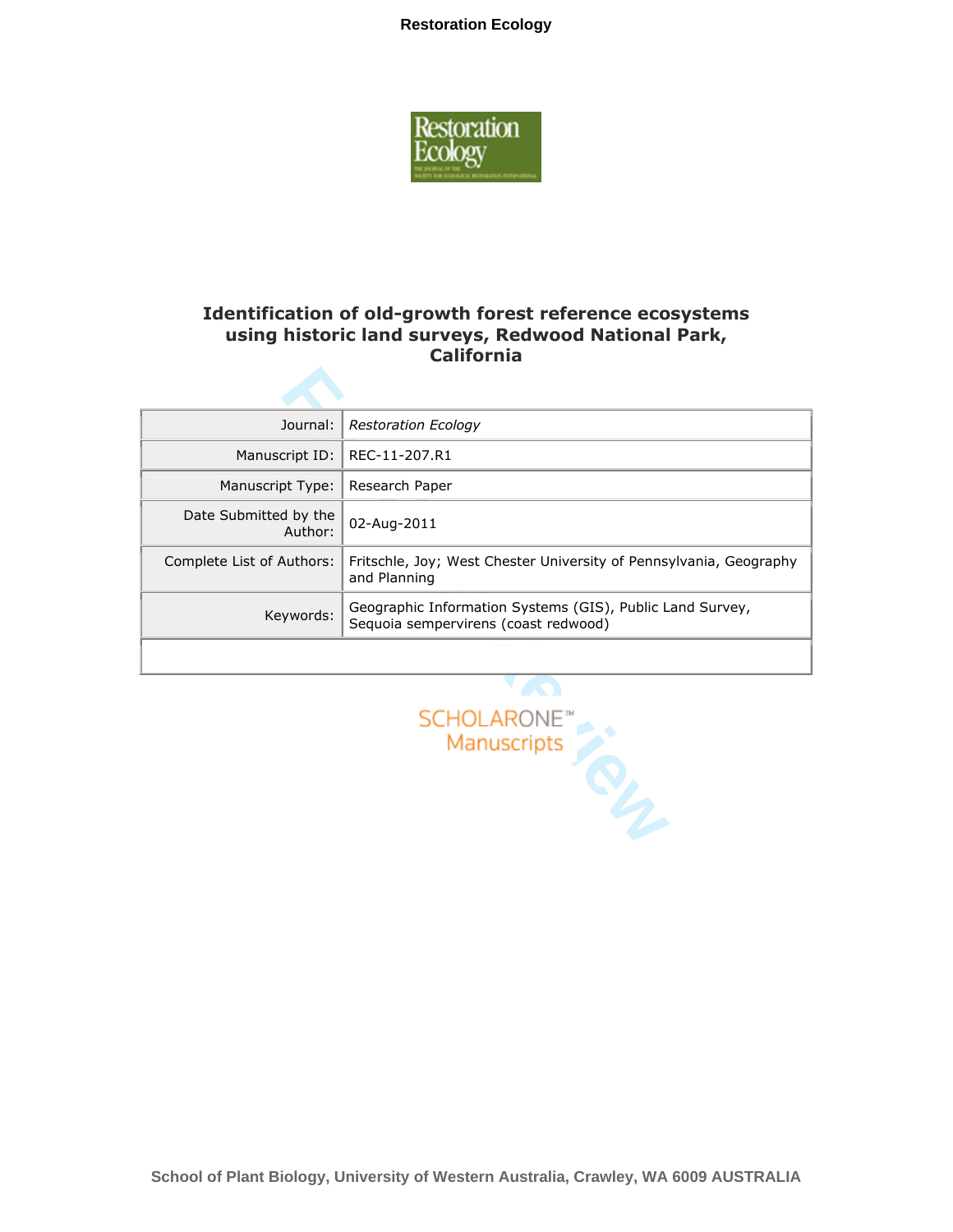# Identification of old-growth forest reference ecosystems using historic land surveys, Redwood National Park, California

| | |
|---|---|
| Journal: | *Restoration Ecology* |
| Manuscript ID: | REC-11-207.R1 |
| Manuscript Type: | Research Paper |
| Date Submitted by the Author: | 02-Aug-2011 |
| Complete List of Authors: | Fritschle, Joy; West Chester University of Pennsylvania, Geography and Planning |
| Keywords: | Geographic Information Systems (GIS), Public Land Survey, Sequoia sempervirens (coast redwood) |
| | |

School of Plant Biology, University of Western Australia, Crawley, WA 6009 AUSTRALIA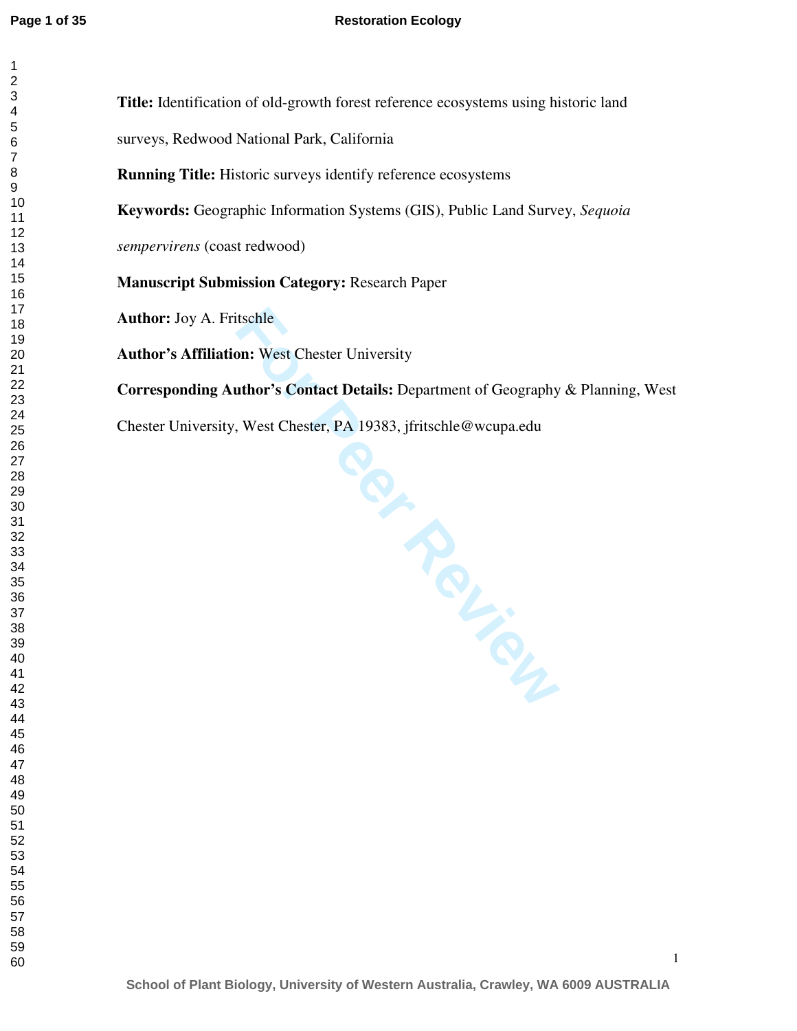**Title:** Identification of old-growth forest reference ecosystems using historic land surveys, Redwood National Park, California

**Running Title:** Historic surveys identify reference ecosystems

**Keywords:** Geographic Information Systems (GIS), Public Land Survey, *Sequoia sempervirens* (coast redwood)

**Manuscript Submission Category:** Research Paper

**Author:** Joy A. Fritschle

**Author's Affiliation:** West Chester University

**Corresponding Author's Contact Details:** Department of Geography & Planning, West Chester University, West Chester, PA 19383, jfritschle@wcupa.edu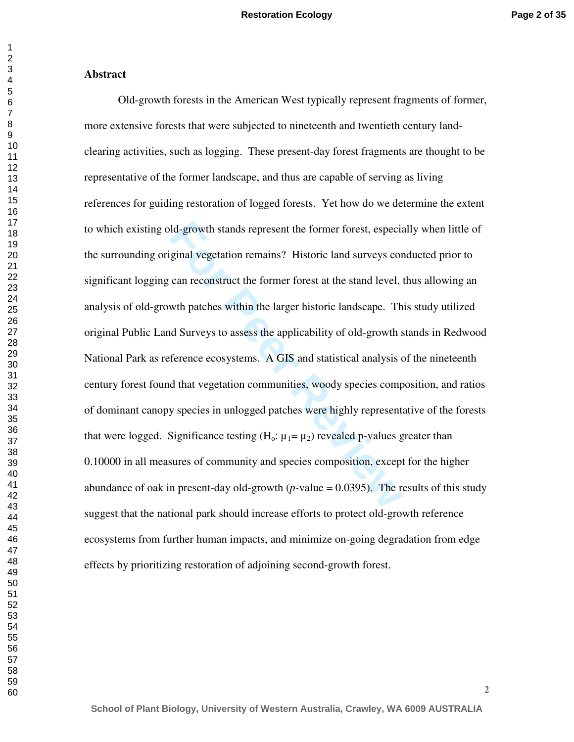**Abstract**

Old-growth forests in the American West typically represent fragments of former, more extensive forests that were subjected to nineteenth and twentieth century land-clearing activities, such as logging. These present-day forest fragments are thought to be representative of the former landscape, and thus are capable of serving as living references for guiding restoration of logged forests. Yet how do we determine the extent to which existing old-growth stands represent the former forest, especially when little of the surrounding original vegetation remains? Historic land surveys conducted prior to significant logging can reconstruct the former forest at the stand level, thus allowing an analysis of old-growth patches within the larger historic landscape. This study utilized original Public Land Surveys to assess the applicability of old-growth stands in Redwood National Park as reference ecosystems. A GIS and statistical analysis of the nineteenth century forest found that vegetation communities, woody species composition, and ratios of dominant canopy species in unlogged patches were highly representative of the forests that were logged. Significance testing ($H_o$: $\mu_1 = \mu_2$) revealed p-values greater than 0.10000 in all measures of community and species composition, except for the higher abundance of oak in present-day old-growth (*p*-value = 0.0395). The results of this study suggest that the national park should increase efforts to protect old-growth reference ecosystems from further human impacts, and minimize on-going degradation from edge effects by prioritizing restoration of adjoining second-growth forest.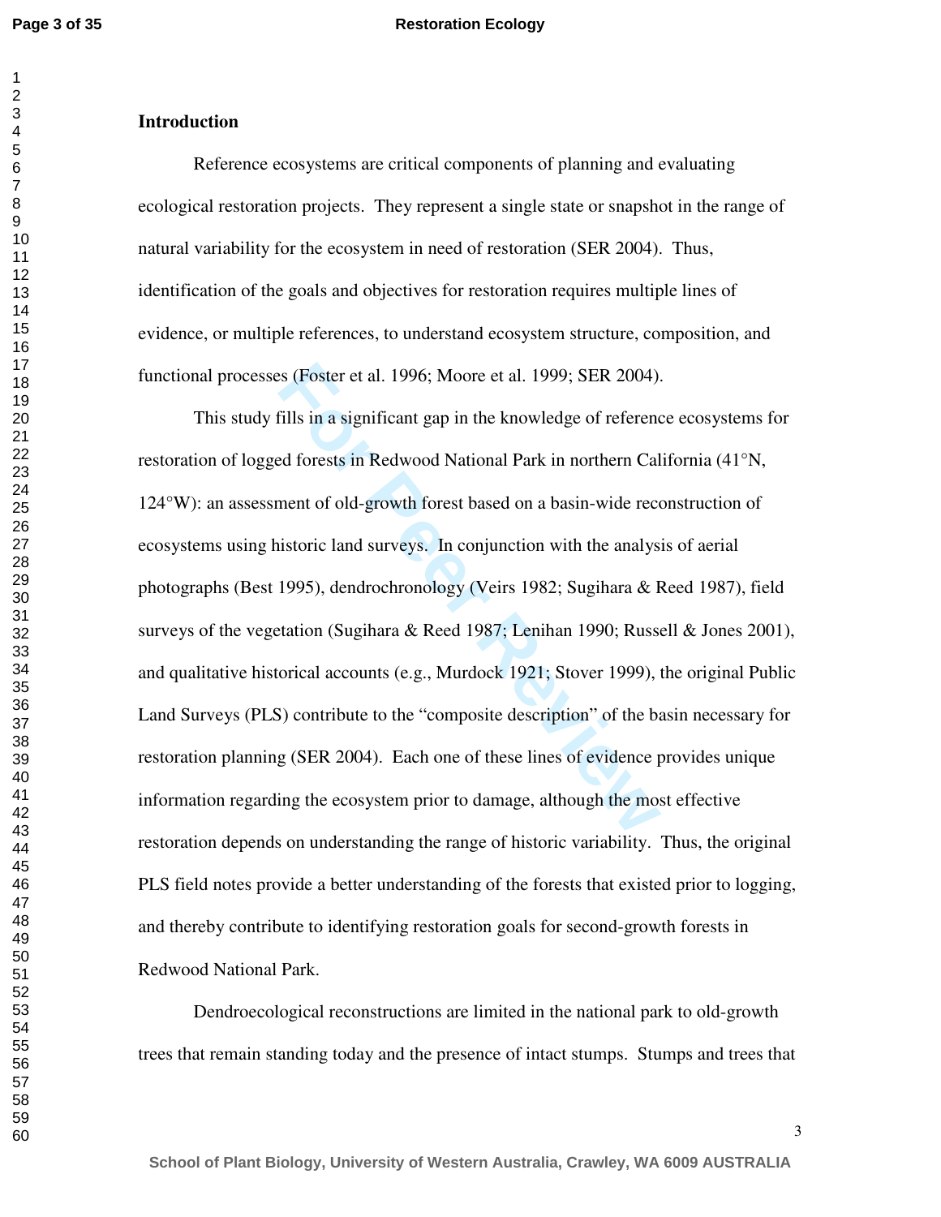## Introduction

Reference ecosystems are critical components of planning and evaluating ecological restoration projects. They represent a single state or snapshot in the range of natural variability for the ecosystem in need of restoration (SER 2004). Thus, identification of the goals and objectives for restoration requires multiple lines of evidence, or multiple references, to understand ecosystem structure, composition, and functional processes (Foster et al. 1996; Moore et al. 1999; SER 2004).

This study fills in a significant gap in the knowledge of reference ecosystems for restoration of logged forests in Redwood National Park in northern California (41°N, 124°W): an assessment of old-growth forest based on a basin-wide reconstruction of ecosystems using historic land surveys. In conjunction with the analysis of aerial photographs (Best 1995), dendrochronology (Veirs 1982; Sugihara & Reed 1987), field surveys of the vegetation (Sugihara & Reed 1987; Lenihan 1990; Russell & Jones 2001), and qualitative historical accounts (e.g., Murdock 1921; Stover 1999), the original Public Land Surveys (PLS) contribute to the "composite description" of the basin necessary for restoration planning (SER 2004). Each one of these lines of evidence provides unique information regarding the ecosystem prior to damage, although the most effective restoration depends on understanding the range of historic variability. Thus, the original PLS field notes provide a better understanding of the forests that existed prior to logging, and thereby contribute to identifying restoration goals for second-growth forests in Redwood National Park.

Dendroecological reconstructions are limited in the national park to old-growth trees that remain standing today and the presence of intact stumps. Stumps and trees that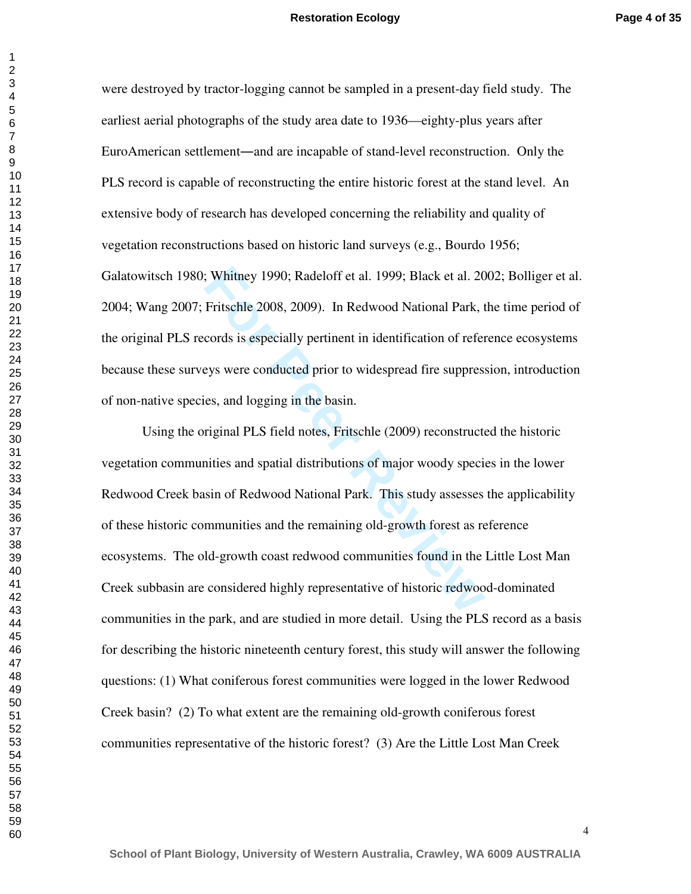were destroyed by tractor-logging cannot be sampled in a present-day field study. The earliest aerial photographs of the study area date to 1936—eighty-plus years after EuroAmerican settlement—and are incapable of stand-level reconstruction. Only the PLS record is capable of reconstructing the entire historic forest at the stand level. An extensive body of research has developed concerning the reliability and quality of vegetation reconstructions based on historic land surveys (e.g., Bourdo 1956; Galatowitsch 1980; Whitney 1990; Radeloff et al. 1999; Black et al. 2002; Bolliger et al. 2004; Wang 2007; Fritschle 2008, 2009). In Redwood National Park, the time period of the original PLS records is especially pertinent in identification of reference ecosystems because these surveys were conducted prior to widespread fire suppression, introduction of non-native species, and logging in the basin.

Using the original PLS field notes, Fritschle (2009) reconstructed the historic vegetation communities and spatial distributions of major woody species in the lower Redwood Creek basin of Redwood National Park. This study assesses the applicability of these historic communities and the remaining old-growth forest as reference ecosystems. The old-growth coast redwood communities found in the Little Lost Man Creek subbasin are considered highly representative of historic redwood-dominated communities in the park, and are studied in more detail. Using the PLS record as a basis for describing the historic nineteenth century forest, this study will answer the following questions: (1) What coniferous forest communities were logged in the lower Redwood Creek basin? (2) To what extent are the remaining old-growth coniferous forest communities representative of the historic forest? (3) Are the Little Lost Man Creek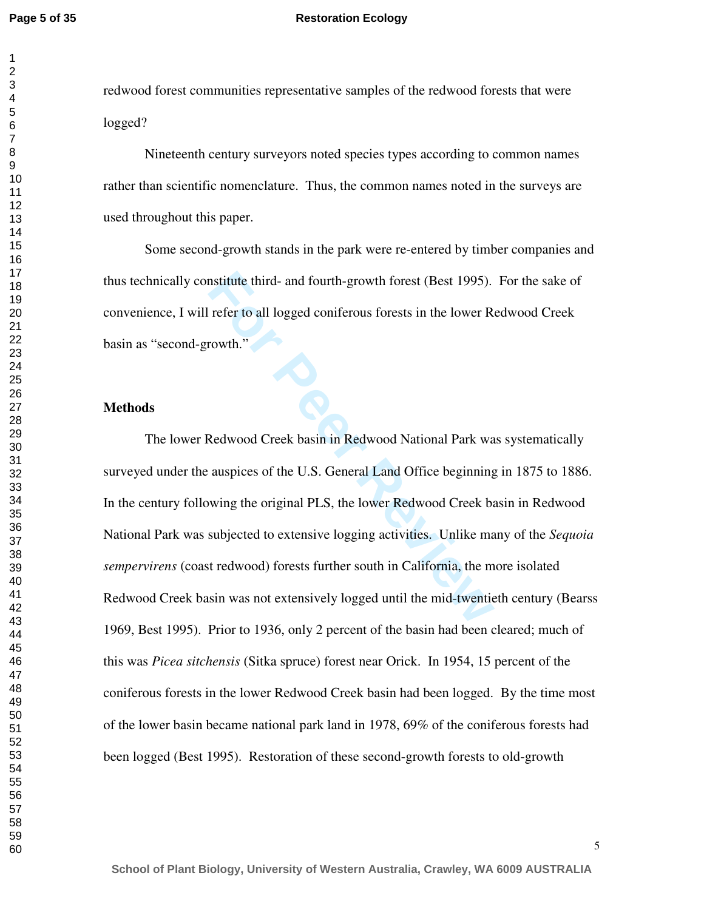redwood forest communities representative samples of the redwood forests that were logged?

Nineteenth century surveyors noted species types according to common names rather than scientific nomenclature. Thus, the common names noted in the surveys are used throughout this paper.

Some second-growth stands in the park were re-entered by timber companies and thus technically constitute third- and fourth-growth forest (Best 1995). For the sake of convenience, I will refer to all logged coniferous forests in the lower Redwood Creek basin as "second-growth."

## Methods

The lower Redwood Creek basin in Redwood National Park was systematically surveyed under the auspices of the U.S. General Land Office beginning in 1875 to 1886. In the century following the original PLS, the lower Redwood Creek basin in Redwood National Park was subjected to extensive logging activities. Unlike many of the *Sequoia sempervirens* (coast redwood) forests further south in California, the more isolated Redwood Creek basin was not extensively logged until the mid-twentieth century (Bearss 1969, Best 1995). Prior to 1936, only 2 percent of the basin had been cleared; much of this was *Picea sitchensis* (Sitka spruce) forest near Orick. In 1954, 15 percent of the coniferous forests in the lower Redwood Creek basin had been logged. By the time most of the lower basin became national park land in 1978, 69% of the coniferous forests had been logged (Best 1995). Restoration of these second-growth forests to old-growth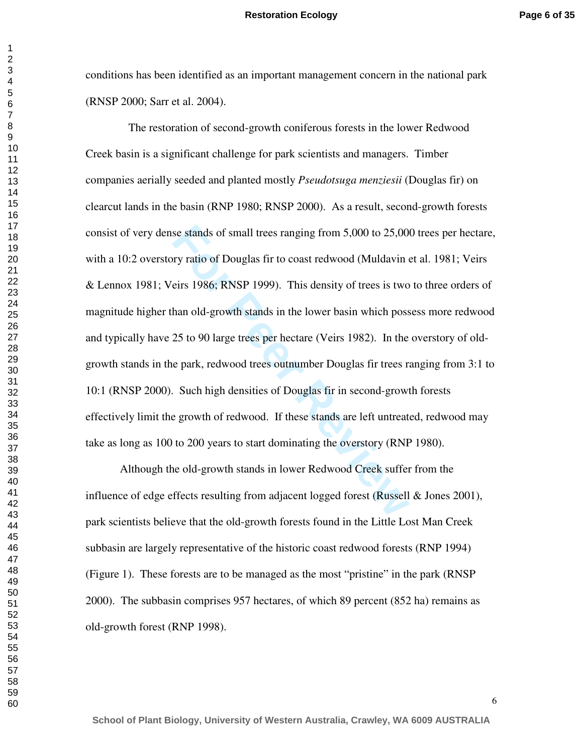conditions has been identified as an important management concern in the national park (RNSP 2000; Sarr et al. 2004).

The restoration of second-growth coniferous forests in the lower Redwood Creek basin is a significant challenge for park scientists and managers. Timber companies aerially seeded and planted mostly *Pseudotsuga menziesii* (Douglas fir) on clearcut lands in the basin (RNP 1980; RNSP 2000). As a result, second-growth forests consist of very dense stands of small trees ranging from 5,000 to 25,000 trees per hectare, with a 10:2 overstory ratio of Douglas fir to coast redwood (Muldavin et al. 1981; Veirs & Lennox 1981; Veirs 1986; RNSP 1999). This density of trees is two to three orders of magnitude higher than old-growth stands in the lower basin which possess more redwood and typically have 25 to 90 large trees per hectare (Veirs 1982). In the overstory of old-growth stands in the park, redwood trees outnumber Douglas fir trees ranging from 3:1 to 10:1 (RNSP 2000). Such high densities of Douglas fir in second-growth forests effectively limit the growth of redwood. If these stands are left untreated, redwood may take as long as 100 to 200 years to start dominating the overstory (RNP 1980).

Although the old-growth stands in lower Redwood Creek suffer from the influence of edge effects resulting from adjacent logged forest (Russell & Jones 2001), park scientists believe that the old-growth forests found in the Little Lost Man Creek subbasin are largely representative of the historic coast redwood forests (RNP 1994) (Figure 1). These forests are to be managed as the most "pristine" in the park (RNSP 2000). The subbasin comprises 957 hectares, of which 89 percent (852 ha) remains as old-growth forest (RNP 1998).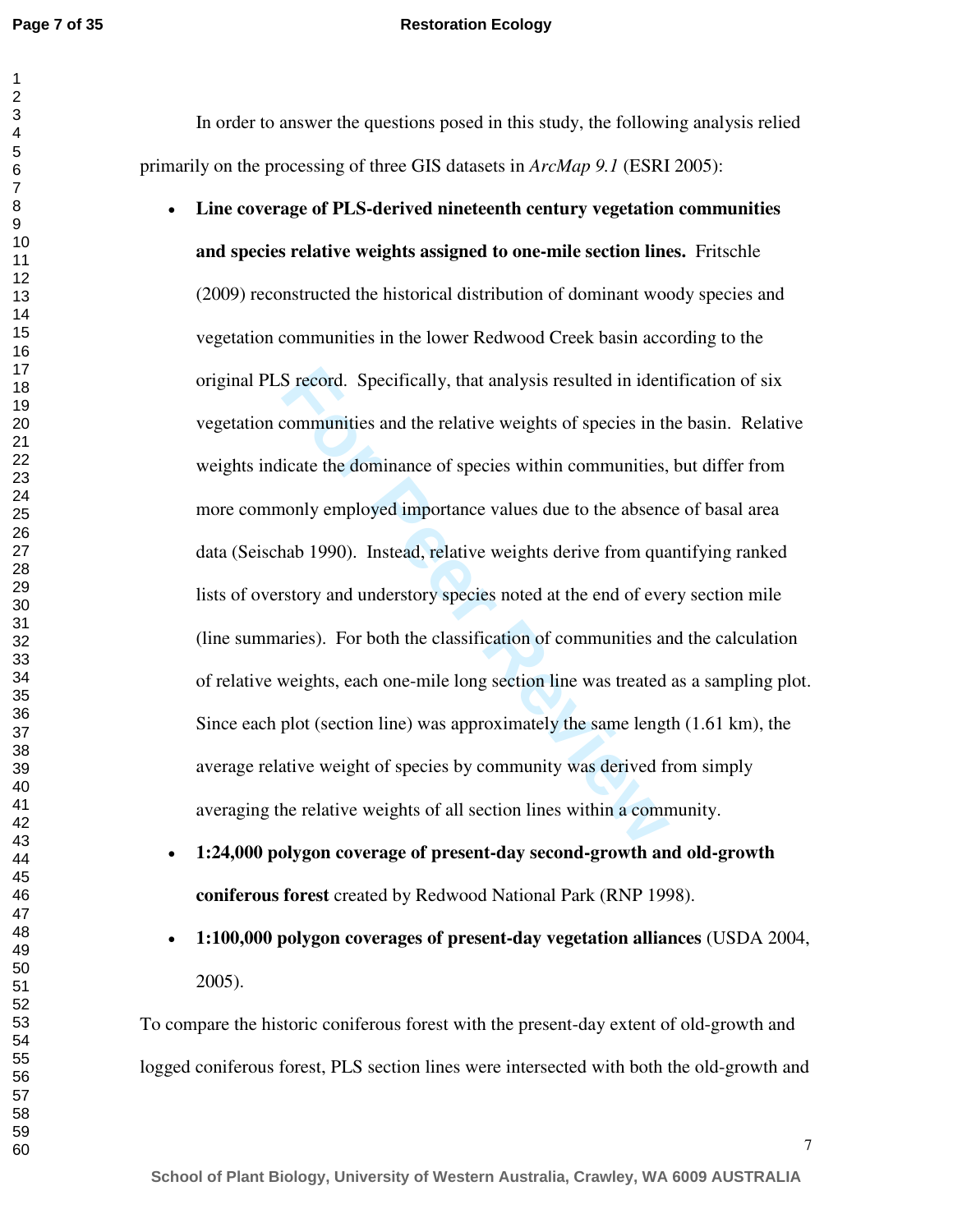In order to answer the questions posed in this study, the following analysis relied primarily on the processing of three GIS datasets in *ArcMap 9.1* (ESRI 2005):

- **Line coverage of PLS-derived nineteenth century vegetation communities and species relative weights assigned to one-mile section lines.** Fritschle (2009) reconstructed the historical distribution of dominant woody species and vegetation communities in the lower Redwood Creek basin according to the original PLS record. Specifically, that analysis resulted in identification of six vegetation communities and the relative weights of species in the basin. Relative weights indicate the dominance of species within communities, but differ from more commonly employed importance values due to the absence of basal area data (Seischab 1990). Instead, relative weights derive from quantifying ranked lists of overstory and understory species noted at the end of every section mile (line summaries). For both the classification of communities and the calculation of relative weights, each one-mile long section line was treated as a sampling plot. Since each plot (section line) was approximately the same length (1.61 km), the average relative weight of species by community was derived from simply averaging the relative weights of all section lines within a community.
- **1:24,000 polygon coverage of present-day second-growth and old-growth coniferous forest** created by Redwood National Park (RNP 1998).
- **1:100,000 polygon coverages of present-day vegetation alliances** (USDA 2004, 2005).

To compare the historic coniferous forest with the present-day extent of old-growth and logged coniferous forest, PLS section lines were intersected with both the old-growth and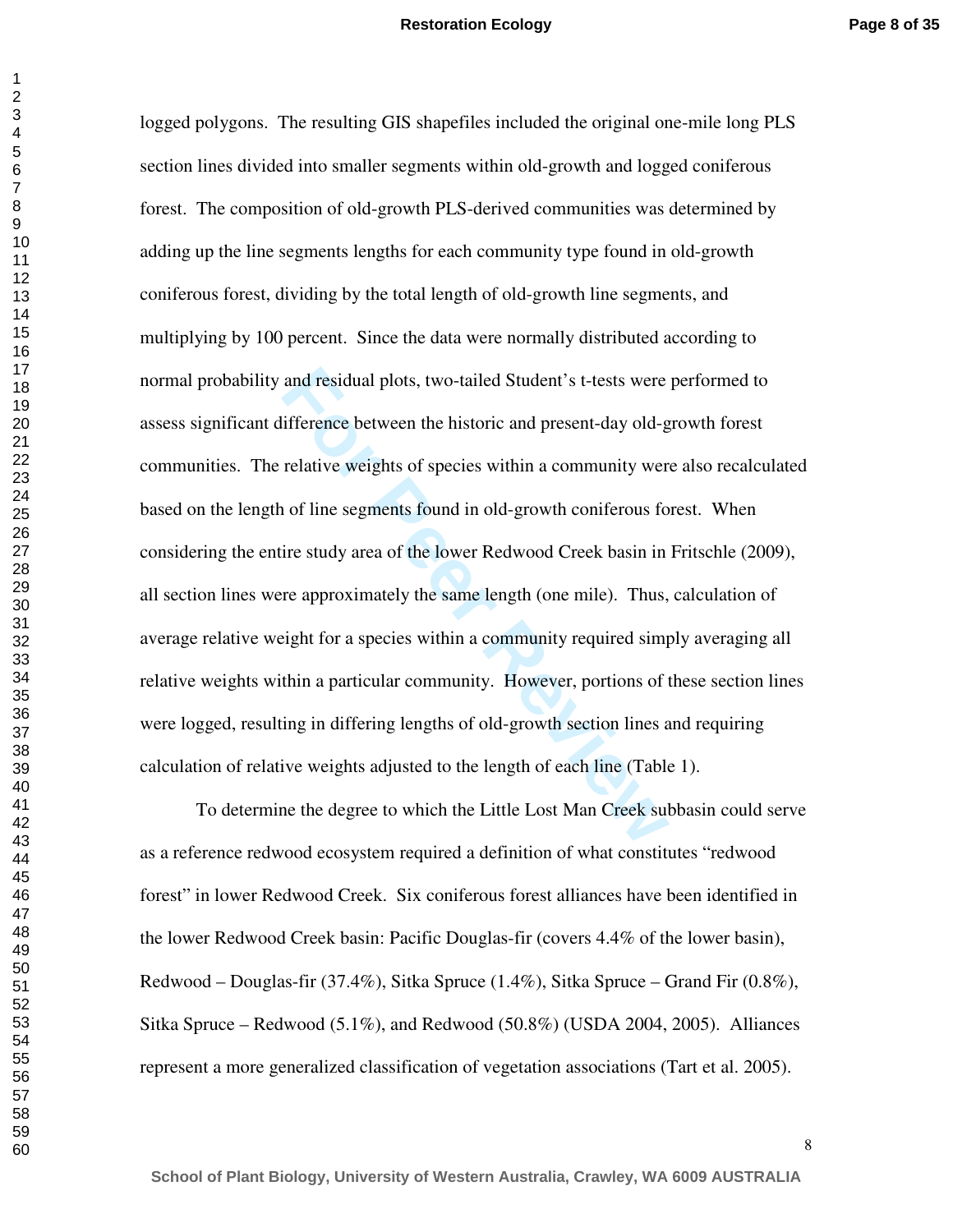logged polygons. The resulting GIS shapefiles included the original one-mile long PLS section lines divided into smaller segments within old-growth and logged coniferous forest. The composition of old-growth PLS-derived communities was determined by adding up the line segments lengths for each community type found in old-growth coniferous forest, dividing by the total length of old-growth line segments, and multiplying by 100 percent. Since the data were normally distributed according to normal probability and residual plots, two-tailed Student's t-tests were performed to assess significant difference between the historic and present-day old-growth forest communities. The relative weights of species within a community were also recalculated based on the length of line segments found in old-growth coniferous forest. When considering the entire study area of the lower Redwood Creek basin in Fritschle (2009), all section lines were approximately the same length (one mile). Thus, calculation of average relative weight for a species within a community required simply averaging all relative weights within a particular community. However, portions of these section lines were logged, resulting in differing lengths of old-growth section lines and requiring calculation of relative weights adjusted to the length of each line (Table 1).

To determine the degree to which the Little Lost Man Creek subbasin could serve as a reference redwood ecosystem required a definition of what constitutes "redwood forest" in lower Redwood Creek. Six coniferous forest alliances have been identified in the lower Redwood Creek basin: Pacific Douglas-fir (covers 4.4% of the lower basin), Redwood – Douglas-fir (37.4%), Sitka Spruce (1.4%), Sitka Spruce – Grand Fir (0.8%), Sitka Spruce – Redwood (5.1%), and Redwood (50.8%) (USDA 2004, 2005). Alliances represent a more generalized classification of vegetation associations (Tart et al. 2005).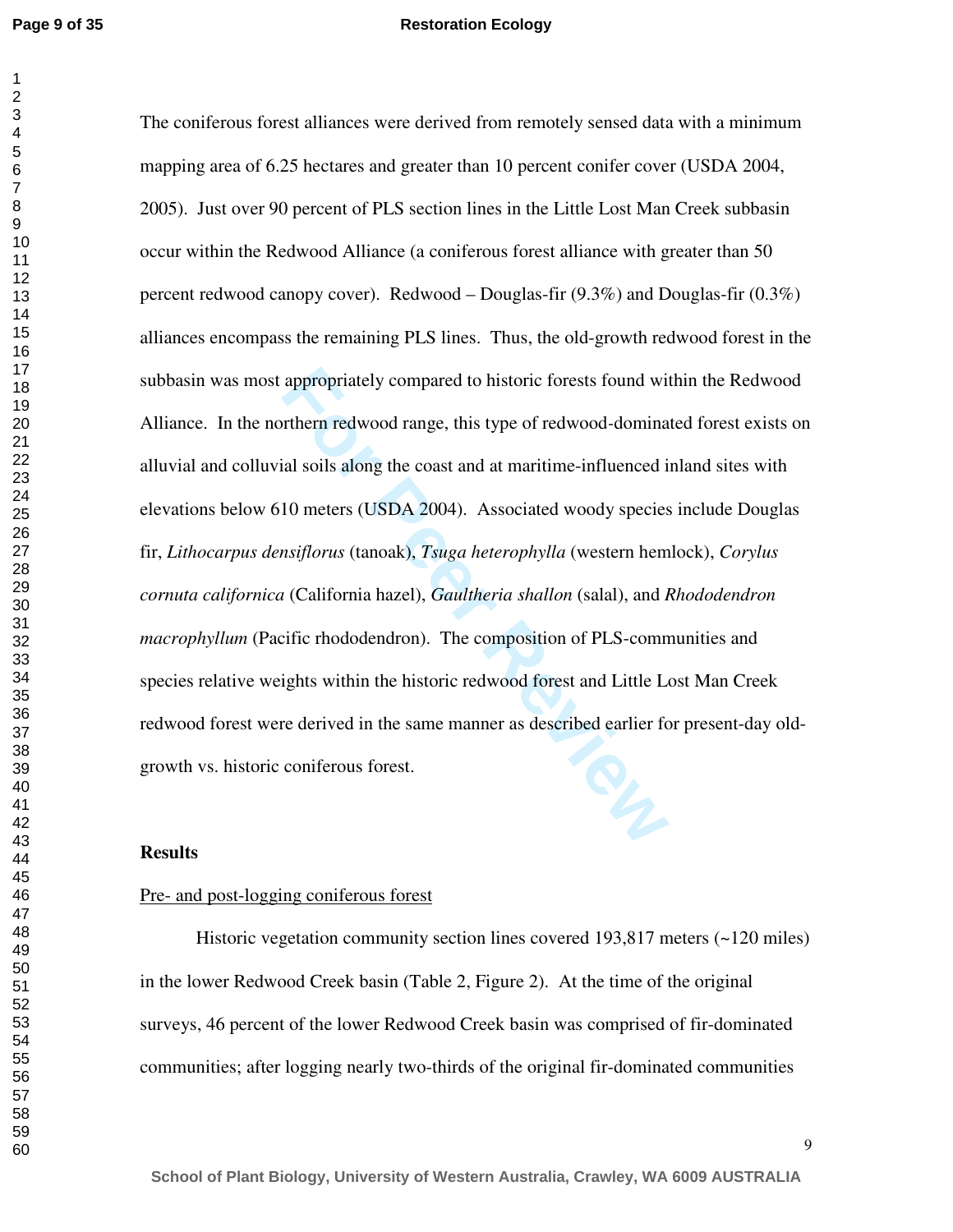The coniferous forest alliances were derived from remotely sensed data with a minimum mapping area of 6.25 hectares and greater than 10 percent conifer cover (USDA 2004, 2005). Just over 90 percent of PLS section lines in the Little Lost Man Creek subbasin occur within the Redwood Alliance (a coniferous forest alliance with greater than 50 percent redwood canopy cover). Redwood – Douglas-fir (9.3%) and Douglas-fir (0.3%) alliances encompass the remaining PLS lines. Thus, the old-growth redwood forest in the subbasin was most appropriately compared to historic forests found within the Redwood Alliance. In the northern redwood range, this type of redwood-dominated forest exists on alluvial and colluvial soils along the coast and at maritime-influenced inland sites with elevations below 610 meters (USDA 2004). Associated woody species include Douglas fir, *Lithocarpus densiflorus* (tanoak), *Tsuga heterophylla* (western hemlock), *Corylus cornuta californica* (California hazel), *Gaultheria shallon* (salal), and *Rhododendron macrophyllum* (Pacific rhododendron). The composition of PLS-communities and species relative weights within the historic redwood forest and Little Lost Man Creek redwood forest were derived in the same manner as described earlier for present-day old-growth vs. historic coniferous forest.

## Results

Pre- and post-logging coniferous forest

Historic vegetation community section lines covered 193,817 meters (~120 miles) in the lower Redwood Creek basin (Table 2, Figure 2). At the time of the original surveys, 46 percent of the lower Redwood Creek basin was comprised of fir-dominated communities; after logging nearly two-thirds of the original fir-dominated communities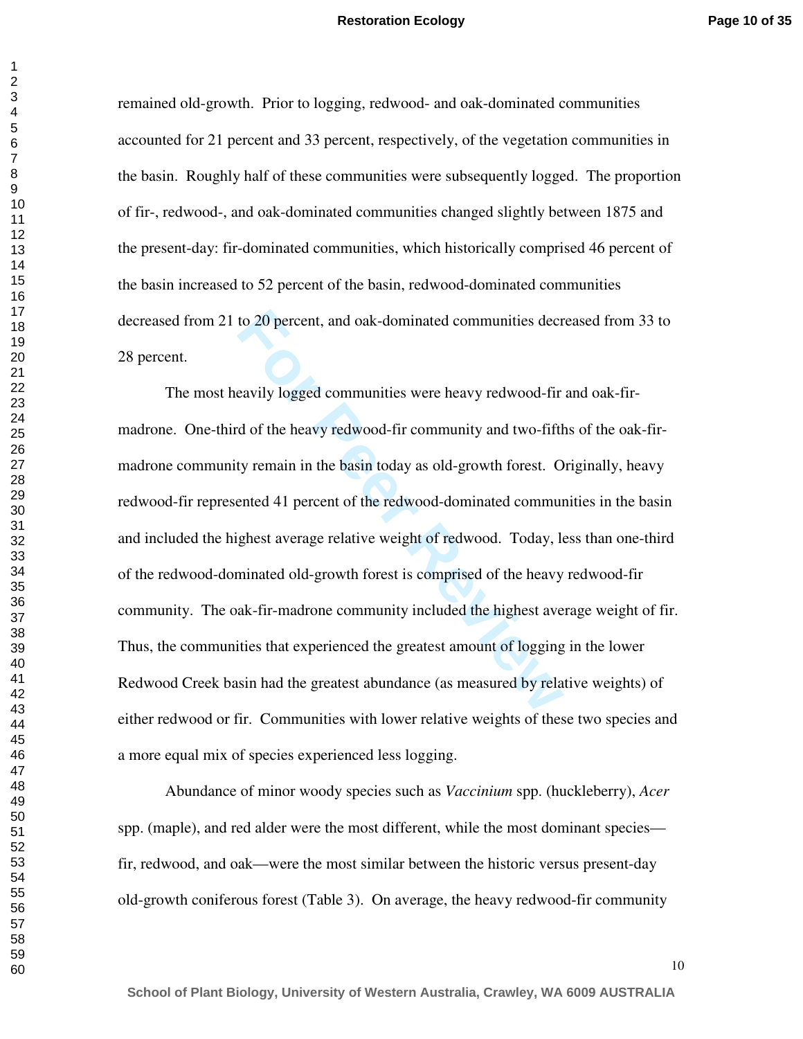remained old-growth. Prior to logging, redwood- and oak-dominated communities accounted for 21 percent and 33 percent, respectively, of the vegetation communities in the basin. Roughly half of these communities were subsequently logged. The proportion of fir-, redwood-, and oak-dominated communities changed slightly between 1875 and the present-day: fir-dominated communities, which historically comprised 46 percent of the basin increased to 52 percent of the basin, redwood-dominated communities decreased from 21 to 20 percent, and oak-dominated communities decreased from 33 to 28 percent.

The most heavily logged communities were heavy redwood-fir and oak-fir-madrone. One-third of the heavy redwood-fir community and two-fifths of the oak-fir-madrone community remain in the basin today as old-growth forest. Originally, heavy redwood-fir represented 41 percent of the redwood-dominated communities in the basin and included the highest average relative weight of redwood. Today, less than one-third of the redwood-dominated old-growth forest is comprised of the heavy redwood-fir community. The oak-fir-madrone community included the highest average weight of fir. Thus, the communities that experienced the greatest amount of logging in the lower Redwood Creek basin had the greatest abundance (as measured by relative weights) of either redwood or fir. Communities with lower relative weights of these two species and a more equal mix of species experienced less logging.

Abundance of minor woody species such as *Vaccinium* spp. (huckleberry), *Acer* spp. (maple), and red alder were the most different, while the most dominant species—fir, redwood, and oak—were the most similar between the historic versus present-day old-growth coniferous forest (Table 3). On average, the heavy redwood-fir community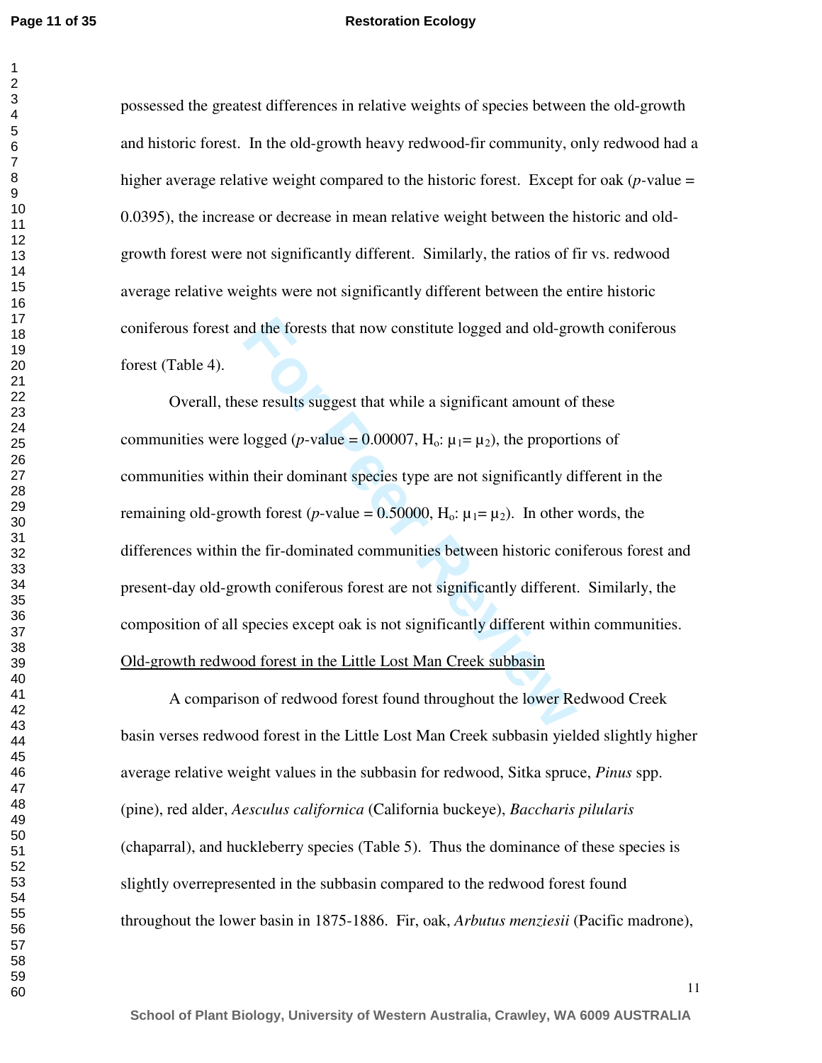possessed the greatest differences in relative weights of species between the old-growth and historic forest. In the old-growth heavy redwood-fir community, only redwood had a higher average relative weight compared to the historic forest. Except for oak (*p*-value = 0.0395), the increase or decrease in mean relative weight between the historic and old-growth forest were not significantly different. Similarly, the ratios of fir vs. redwood average relative weights were not significantly different between the entire historic coniferous forest and the forests that now constitute logged and old-growth coniferous forest (Table 4).

Overall, these results suggest that while a significant amount of these communities were logged (*p*-value = 0.00007, $H_o$: $\mu_1 = \mu_2$), the proportions of communities within their dominant species type are not significantly different in the remaining old-growth forest (*p*-value = 0.50000, $H_o$: $\mu_1 = \mu_2$). In other words, the differences within the fir-dominated communities between historic coniferous forest and present-day old-growth coniferous forest are not significantly different. Similarly, the composition of all species except oak is not significantly different within communities.

<u>Old-growth redwood forest in the Little Lost Man Creek subbasin</u>

A comparison of redwood forest found throughout the lower Redwood Creek basin verses redwood forest in the Little Lost Man Creek subbasin yielded slightly higher average relative weight values in the subbasin for redwood, Sitka spruce, *Pinus* spp. (pine), red alder, *Aesculus californica* (California buckeye), *Baccharis pilularis* (chaparral), and huckleberry species (Table 5). Thus the dominance of these species is slightly overrepresented in the subbasin compared to the redwood forest found throughout the lower basin in 1875-1886. Fir, oak, *Arbutus menziesii* (Pacific madrone),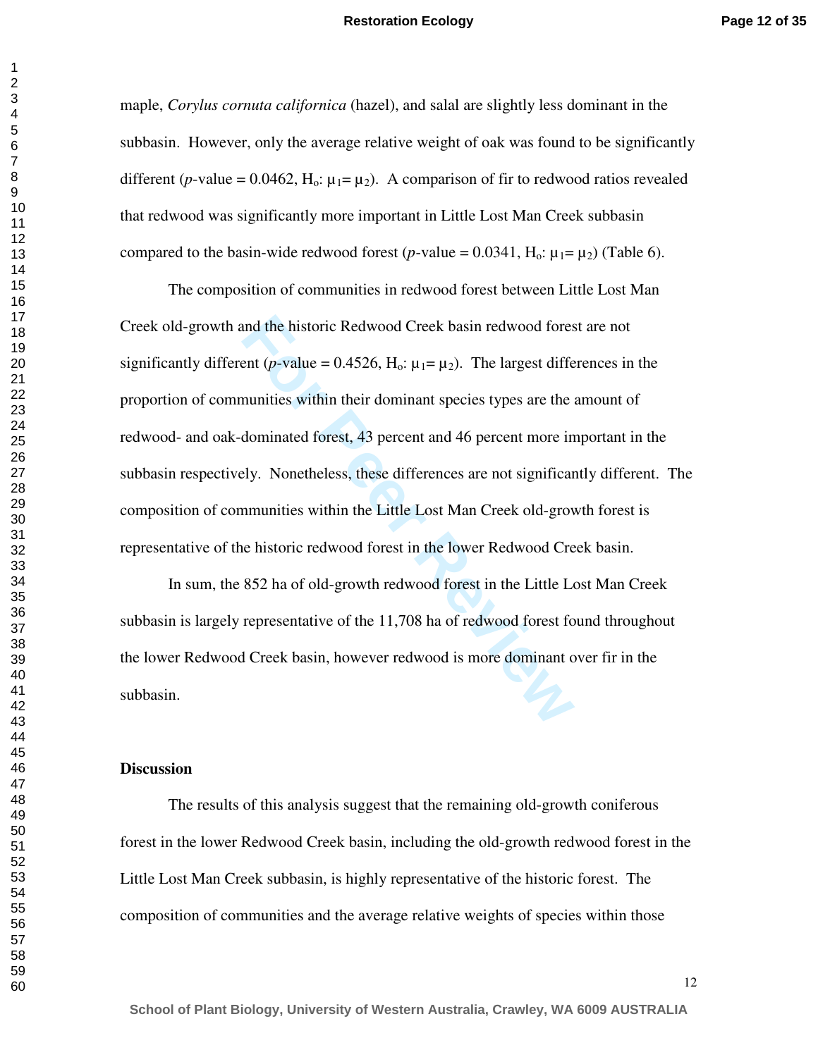maple, *Corylus cornuta californica* (hazel), and salal are slightly less dominant in the subbasin. However, only the average relative weight of oak was found to be significantly different ($p$-value = 0.0462, $H_o$: $\mu_1 = \mu_2$). A comparison of fir to redwood ratios revealed that redwood was significantly more important in Little Lost Man Creek subbasin compared to the basin-wide redwood forest ($p$-value = 0.0341, $H_o$: $\mu_1 = \mu_2$) (Table 6).

The composition of communities in redwood forest between Little Lost Man Creek old-growth and the historic Redwood Creek basin redwood forest are not significantly different ($p$-value = 0.4526, $H_o$: $\mu_1 = \mu_2$). The largest differences in the proportion of communities within their dominant species types are the amount of redwood- and oak-dominated forest, 43 percent and 46 percent more important in the subbasin respectively. Nonetheless, these differences are not significantly different. The composition of communities within the Little Lost Man Creek old-growth forest is representative of the historic redwood forest in the lower Redwood Creek basin.

In sum, the 852 ha of old-growth redwood forest in the Little Lost Man Creek subbasin is largely representative of the 11,708 ha of redwood forest found throughout the lower Redwood Creek basin, however redwood is more dominant over fir in the subbasin.

## Discussion

The results of this analysis suggest that the remaining old-growth coniferous forest in the lower Redwood Creek basin, including the old-growth redwood forest in the Little Lost Man Creek subbasin, is highly representative of the historic forest. The composition of communities and the average relative weights of species within those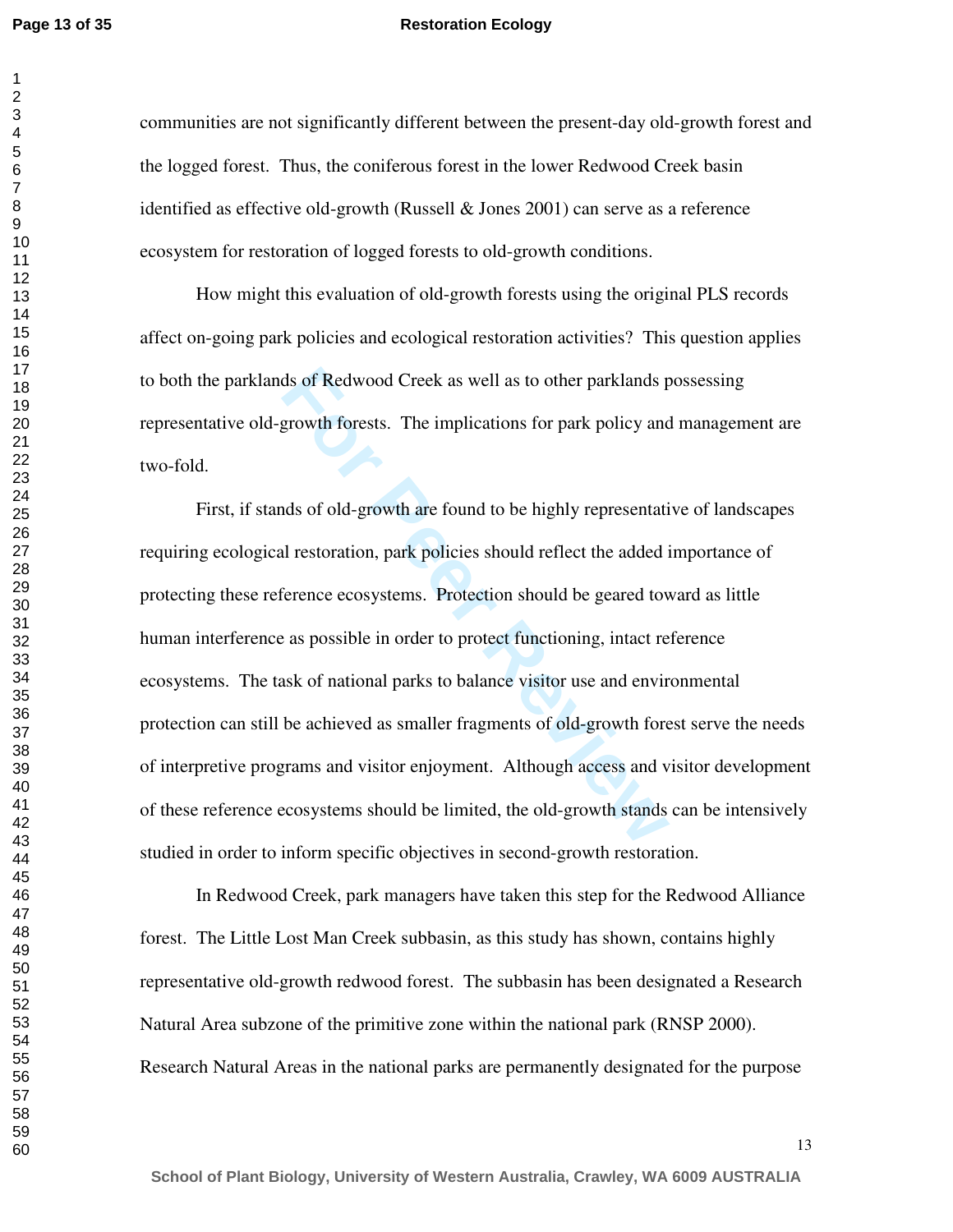communities are not significantly different between the present-day old-growth forest and the logged forest. Thus, the coniferous forest in the lower Redwood Creek basin identified as effective old-growth (Russell & Jones 2001) can serve as a reference ecosystem for restoration of logged forests to old-growth conditions.

How might this evaluation of old-growth forests using the original PLS records affect on-going park policies and ecological restoration activities? This question applies to both the parklands of Redwood Creek as well as to other parklands possessing representative old-growth forests. The implications for park policy and management are two-fold.

First, if stands of old-growth are found to be highly representative of landscapes requiring ecological restoration, park policies should reflect the added importance of protecting these reference ecosystems. Protection should be geared toward as little human interference as possible in order to protect functioning, intact reference ecosystems. The task of national parks to balance visitor use and environmental protection can still be achieved as smaller fragments of old-growth forest serve the needs of interpretive programs and visitor enjoyment. Although access and visitor development of these reference ecosystems should be limited, the old-growth stands can be intensively studied in order to inform specific objectives in second-growth restoration.

In Redwood Creek, park managers have taken this step for the Redwood Alliance forest. The Little Lost Man Creek subbasin, as this study has shown, contains highly representative old-growth redwood forest. The subbasin has been designated a Research Natural Area subzone of the primitive zone within the national park (RNSP 2000). Research Natural Areas in the national parks are permanently designated for the purpose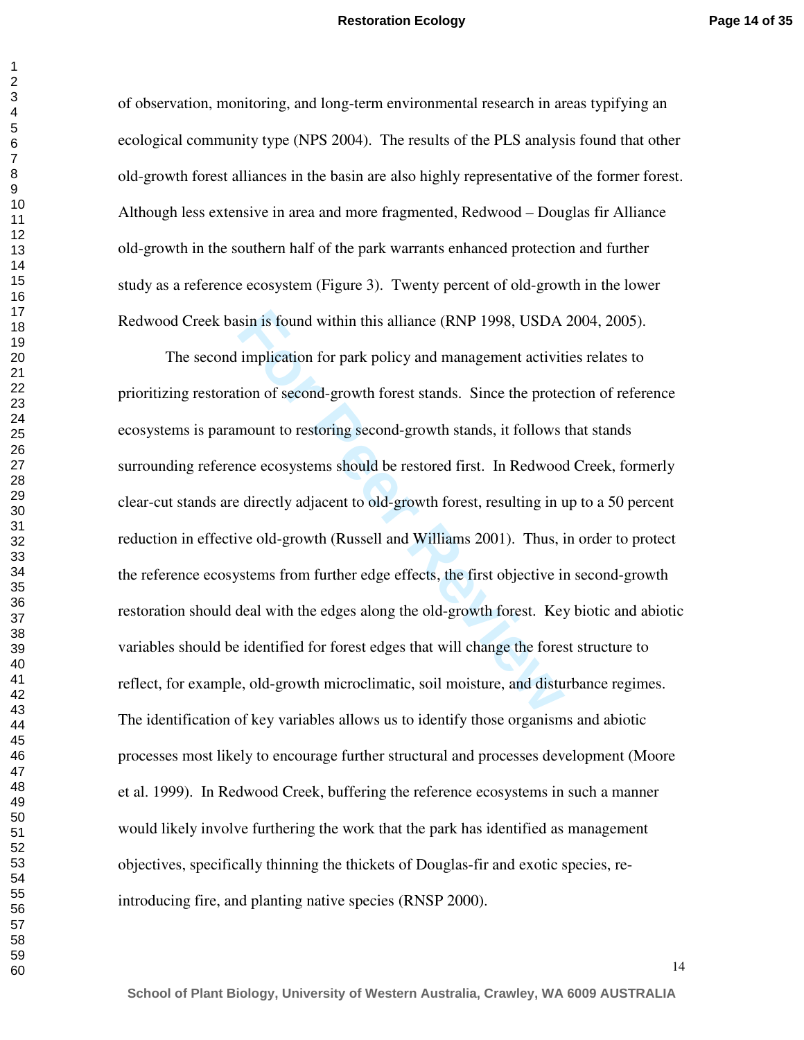of observation, monitoring, and long-term environmental research in areas typifying an ecological community type (NPS 2004). The results of the PLS analysis found that other old-growth forest alliances in the basin are also highly representative of the former forest. Although less extensive in area and more fragmented, Redwood – Douglas fir Alliance old-growth in the southern half of the park warrants enhanced protection and further study as a reference ecosystem (Figure 3). Twenty percent of old-growth in the lower Redwood Creek basin is found within this alliance (RNP 1998, USDA 2004, 2005).

The second implication for park policy and management activities relates to prioritizing restoration of second-growth forest stands. Since the protection of reference ecosystems is paramount to restoring second-growth stands, it follows that stands surrounding reference ecosystems should be restored first. In Redwood Creek, formerly clear-cut stands are directly adjacent to old-growth forest, resulting in up to a 50 percent reduction in effective old-growth (Russell and Williams 2001). Thus, in order to protect the reference ecosystems from further edge effects, the first objective in second-growth restoration should deal with the edges along the old-growth forest. Key biotic and abiotic variables should be identified for forest edges that will change the forest structure to reflect, for example, old-growth microclimatic, soil moisture, and disturbance regimes. The identification of key variables allows us to identify those organisms and abiotic processes most likely to encourage further structural and processes development (Moore et al. 1999). In Redwood Creek, buffering the reference ecosystems in such a manner would likely involve furthering the work that the park has identified as management objectives, specifically thinning the thickets of Douglas-fir and exotic species, re-introducing fire, and planting native species (RNSP 2000).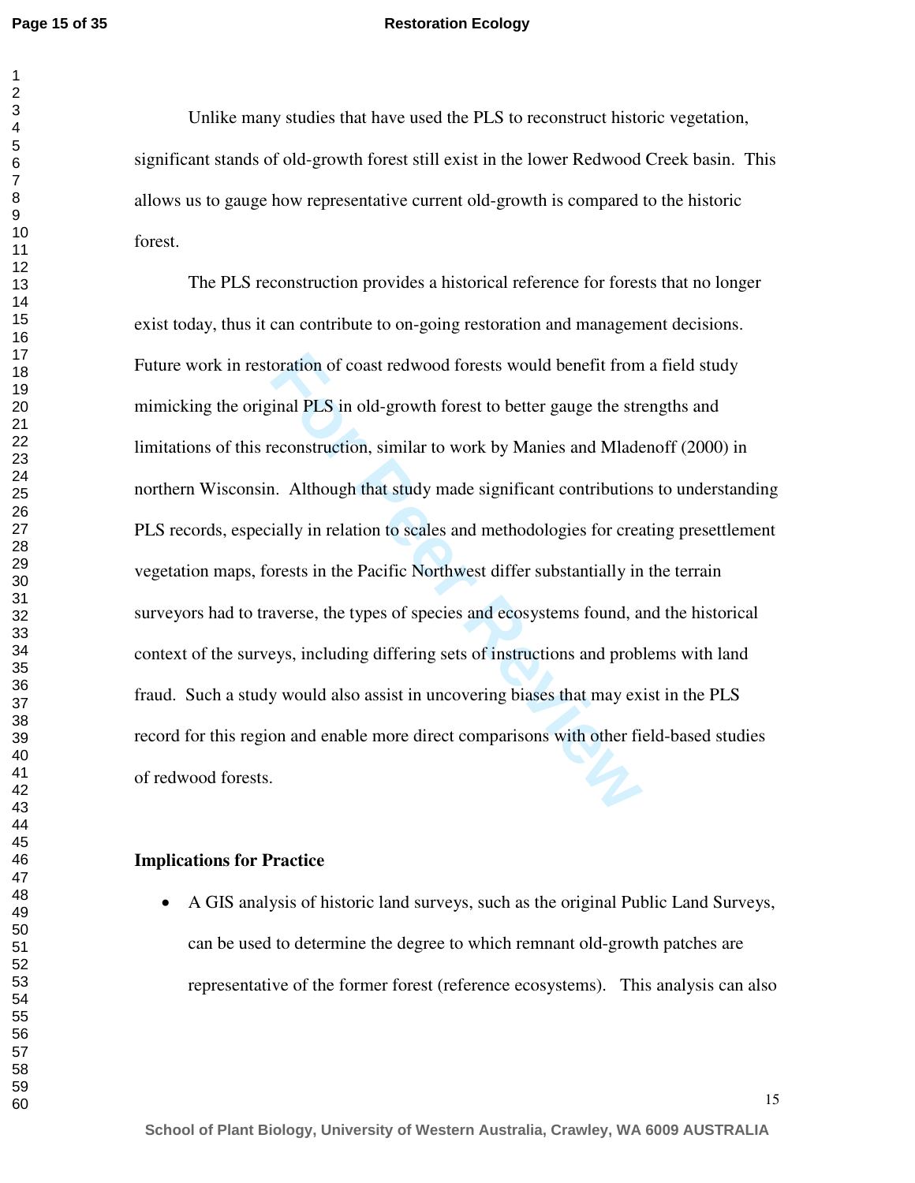Unlike many studies that have used the PLS to reconstruct historic vegetation, significant stands of old-growth forest still exist in the lower Redwood Creek basin. This allows us to gauge how representative current old-growth is compared to the historic forest.

The PLS reconstruction provides a historical reference for forests that no longer exist today, thus it can contribute to on-going restoration and management decisions. Future work in restoration of coast redwood forests would benefit from a field study mimicking the original PLS in old-growth forest to better gauge the strengths and limitations of this reconstruction, similar to work by Manies and Mladenoff (2000) in northern Wisconsin. Although that study made significant contributions to understanding PLS records, especially in relation to scales and methodologies for creating presettlement vegetation maps, forests in the Pacific Northwest differ substantially in the terrain surveyors had to traverse, the types of species and ecosystems found, and the historical context of the surveys, including differing sets of instructions and problems with land fraud. Such a study would also assist in uncovering biases that may exist in the PLS record for this region and enable more direct comparisons with other field-based studies of redwood forests.

**Implications for Practice**

- A GIS analysis of historic land surveys, such as the original Public Land Surveys, can be used to determine the degree to which remnant old-growth patches are representative of the former forest (reference ecosystems). This analysis can also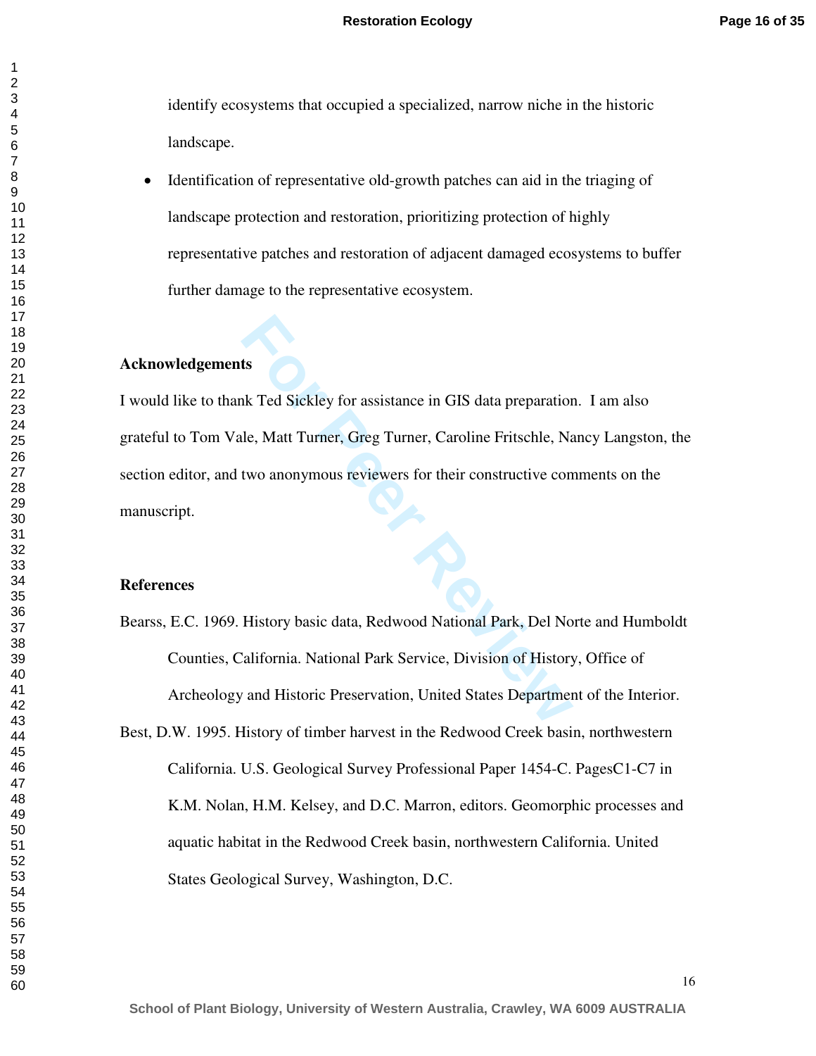identify ecosystems that occupied a specialized, narrow niche in the historic landscape.

- Identification of representative old-growth patches can aid in the triaging of landscape protection and restoration, prioritizing protection of highly representative patches and restoration of adjacent damaged ecosystems to buffer further damage to the representative ecosystem.

## Acknowledgements

I would like to thank Ted Sickley for assistance in GIS data preparation. I am also grateful to Tom Vale, Matt Turner, Greg Turner, Caroline Fritschle, Nancy Langston, the section editor, and two anonymous reviewers for their constructive comments on the manuscript.

## References

Bearss, E.C. 1969. History basic data, Redwood National Park, Del Norte and Humboldt Counties, California. National Park Service, Division of History, Office of Archeology and Historic Preservation, United States Department of the Interior.

Best, D.W. 1995. History of timber harvest in the Redwood Creek basin, northwestern California. U.S. Geological Survey Professional Paper 1454-C. PagesC1-C7 in K.M. Nolan, H.M. Kelsey, and D.C. Marron, editors. Geomorphic processes and aquatic habitat in the Redwood Creek basin, northwestern California. United States Geological Survey, Washington, D.C.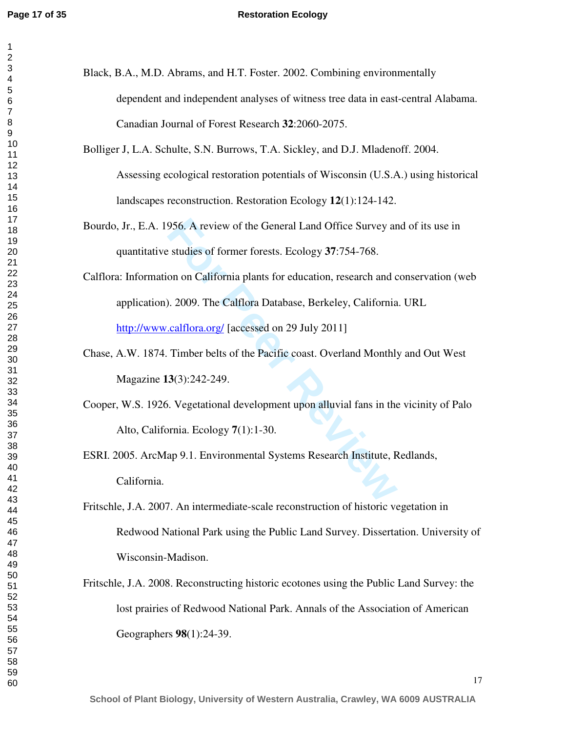Black, B.A., M.D. Abrams, and H.T. Foster. 2002. Combining environmentally dependent and independent analyses of witness tree data in east-central Alabama. Canadian Journal of Forest Research **32**:2060-2075.

Bolliger J, L.A. Schulte, S.N. Burrows, T.A. Sickley, and D.J. Mladenoff. 2004. Assessing ecological restoration potentials of Wisconsin (U.S.A.) using historical landscapes reconstruction. Restoration Ecology **12**(1):124-142.

Bourdo, Jr., E.A. 1956. A review of the General Land Office Survey and of its use in quantitative studies of former forests. Ecology **37**:754-768.

Calflora: Information on California plants for education, research and conservation (web application). 2009. The Calflora Database, Berkeley, California. URL http://www.calflora.org/ [accessed on 29 July 2011]

Chase, A.W. 1874. Timber belts of the Pacific coast. Overland Monthly and Out West Magazine **13**(3):242-249.

Cooper, W.S. 1926. Vegetational development upon alluvial fans in the vicinity of Palo Alto, California. Ecology **7**(1):1-30.

ESRI. 2005. ArcMap 9.1. Environmental Systems Research Institute, Redlands, California.

Fritschle, J.A. 2007. An intermediate-scale reconstruction of historic vegetation in Redwood National Park using the Public Land Survey. Dissertation. University of Wisconsin-Madison.

Fritschle, J.A. 2008. Reconstructing historic ecotones using the Public Land Survey: the lost prairies of Redwood National Park. Annals of the Association of American Geographers **98**(1):24-39.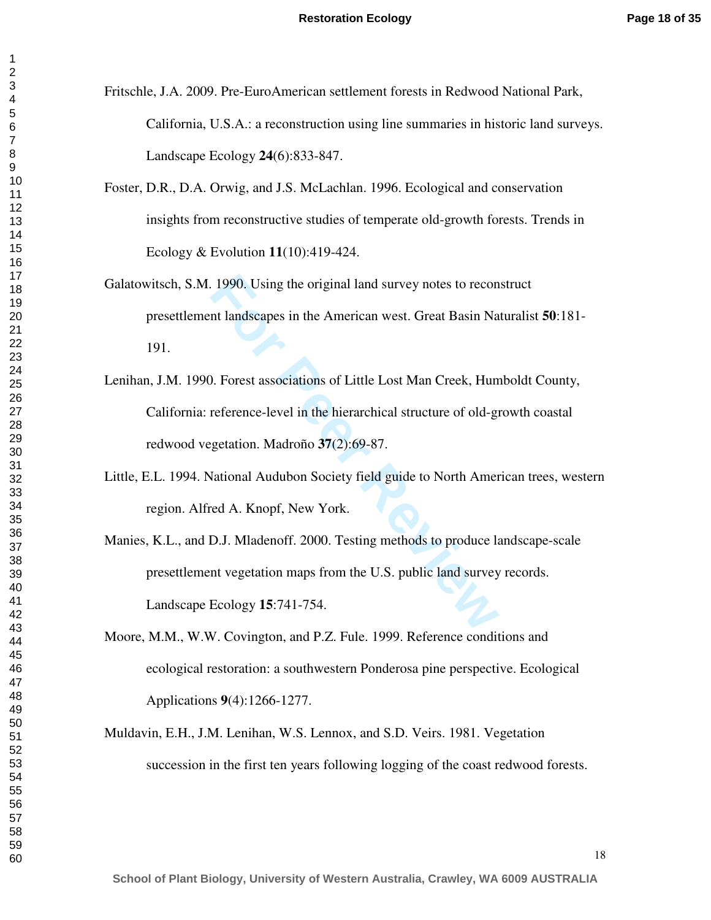Fritschle, J.A. 2009. Pre-EuroAmerican settlement forests in Redwood National Park, California, U.S.A.: a reconstruction using line summaries in historic land surveys. Landscape Ecology **24**(6):833-847.

Foster, D.R., D.A. Orwig, and J.S. McLachlan. 1996. Ecological and conservation insights from reconstructive studies of temperate old-growth forests. Trends in Ecology & Evolution **11**(10):419-424.

Galatowitsch, S.M. 1990. Using the original land survey notes to reconstruct presettlement landscapes in the American west. Great Basin Naturalist **50**:181-191.

Lenihan, J.M. 1990. Forest associations of Little Lost Man Creek, Humboldt County, California: reference-level in the hierarchical structure of old-growth coastal redwood vegetation. Madroño **37**(2):69-87.

Little, E.L. 1994. National Audubon Society field guide to North American trees, western region. Alfred A. Knopf, New York.

Manies, K.L., and D.J. Mladenoff. 2000. Testing methods to produce landscape-scale presettlement vegetation maps from the U.S. public land survey records. Landscape Ecology **15**:741-754.

Moore, M.M., W.W. Covington, and P.Z. Fule. 1999. Reference conditions and ecological restoration: a southwestern Ponderosa pine perspective. Ecological Applications **9**(4):1266-1277.

Muldavin, E.H., J.M. Lenihan, W.S. Lennox, and S.D. Veirs. 1981. Vegetation succession in the first ten years following logging of the coast redwood forests.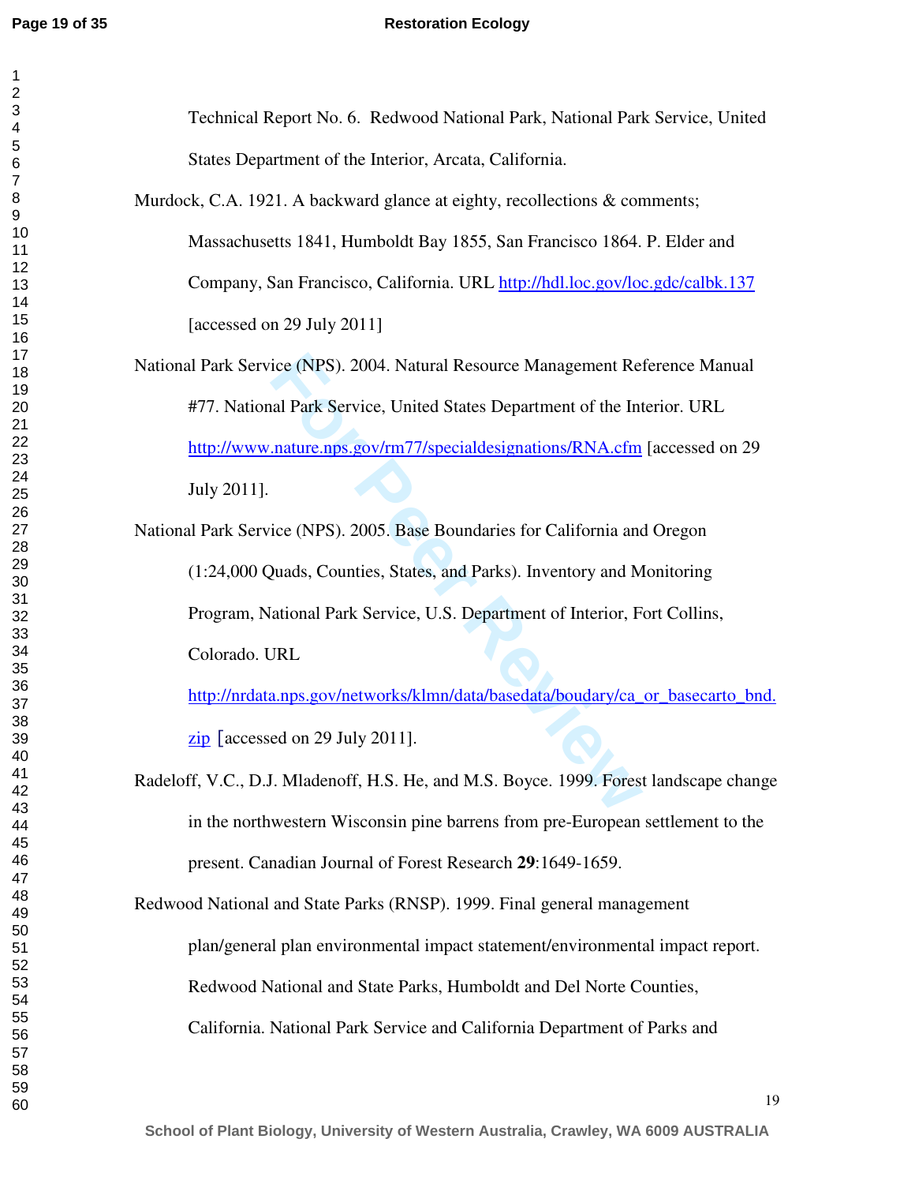Technical Report No. 6. Redwood National Park, National Park Service, United States Department of the Interior, Arcata, California.

Murdock, C.A. 1921. A backward glance at eighty, recollections & comments; Massachusetts 1841, Humboldt Bay 1855, San Francisco 1864. P. Elder and Company, San Francisco, California. URL http://hdl.loc.gov/loc.gdc/calbk.137 [accessed on 29 July 2011]

National Park Service (NPS). 2004. Natural Resource Management Reference Manual #77. National Park Service, United States Department of the Interior. URL http://www.nature.nps.gov/rm77/specialdesignations/RNA.cfm [accessed on 29 July 2011].

National Park Service (NPS). 2005. Base Boundaries for California and Oregon (1:24,000 Quads, Counties, States, and Parks). Inventory and Monitoring Program, National Park Service, U.S. Department of Interior, Fort Collins, Colorado. URL http://nrdata.nps.gov/networks/klmn/data/basedata/boudary/ca_or_basecarto_bnd.zip [accessed on 29 July 2011].

Radeloff, V.C., D.J. Mladenoff, H.S. He, and M.S. Boyce. 1999. Forest landscape change in the northwestern Wisconsin pine barrens from pre-European settlement to the present. Canadian Journal of Forest Research **29**:1649-1659.

Redwood National and State Parks (RNSP). 1999. Final general management plan/general plan environmental impact statement/environmental impact report. Redwood National and State Parks, Humboldt and Del Norte Counties, California. National Park Service and California Department of Parks and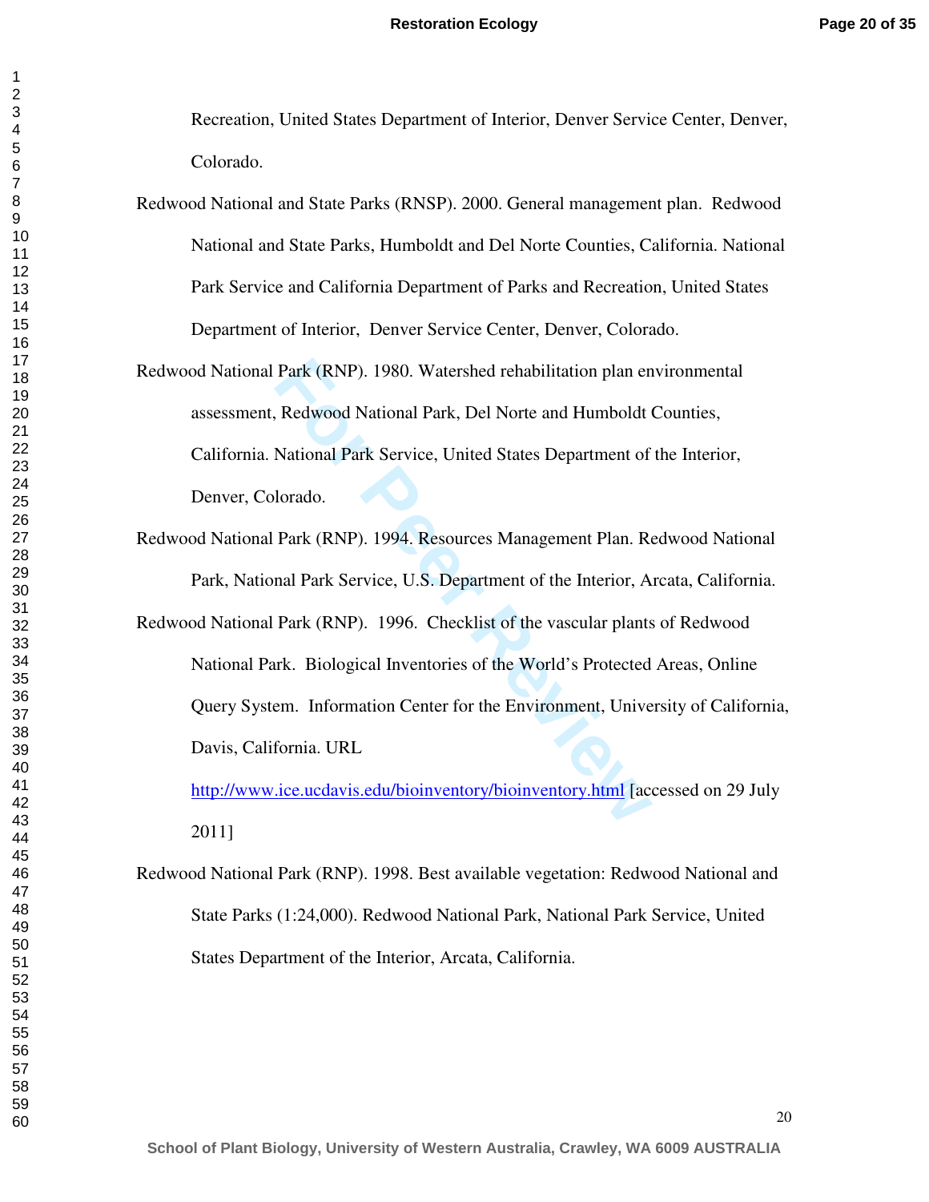Recreation, United States Department of Interior, Denver Service Center, Denver, Colorado.

Redwood National and State Parks (RNSP). 2000. General management plan. Redwood National and State Parks, Humboldt and Del Norte Counties, California. National Park Service and California Department of Parks and Recreation, United States Department of Interior, Denver Service Center, Denver, Colorado.

Redwood National Park (RNP). 1980. Watershed rehabilitation plan environmental assessment, Redwood National Park, Del Norte and Humboldt Counties, California. National Park Service, United States Department of the Interior, Denver, Colorado.

Redwood National Park (RNP). 1994. Resources Management Plan. Redwood National Park, National Park Service, U.S. Department of the Interior, Arcata, California.

Redwood National Park (RNP). 1996. Checklist of the vascular plants of Redwood National Park. Biological Inventories of the World's Protected Areas, Online Query System. Information Center for the Environment, University of California, Davis, California. URL http://www.ice.ucdavis.edu/bioinventory/bioinventory.html [accessed on 29 July 2011]

Redwood National Park (RNP). 1998. Best available vegetation: Redwood National and State Parks (1:24,000). Redwood National Park, National Park Service, United States Department of the Interior, Arcata, California.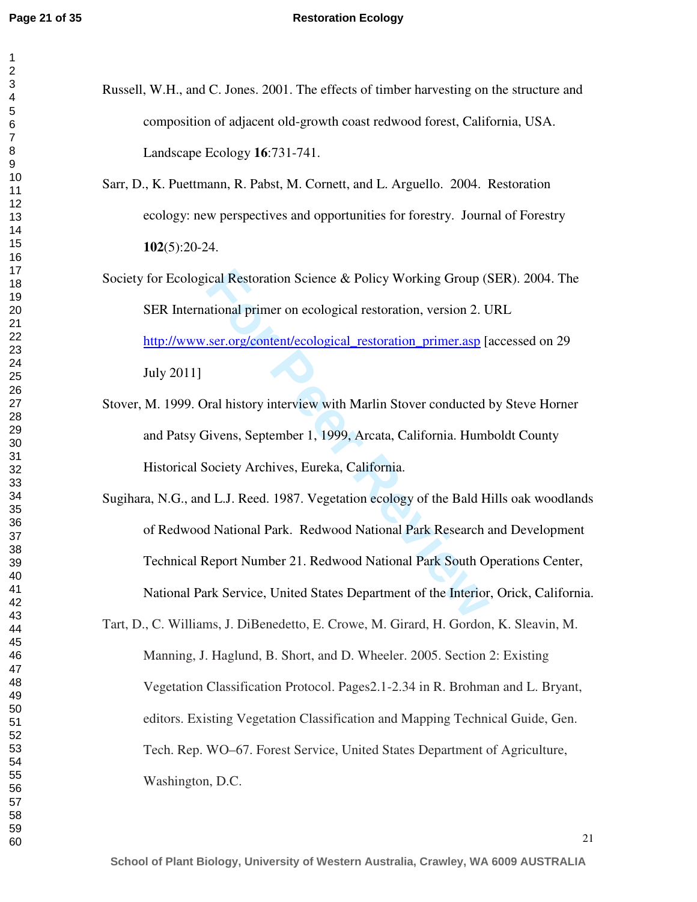Russell, W.H., and C. Jones. 2001. The effects of timber harvesting on the structure and composition of adjacent old-growth coast redwood forest, California, USA. Landscape Ecology **16**:731-741.

Sarr, D., K. Puettmann, R. Pabst, M. Cornett, and L. Arguello. 2004. Restoration ecology: new perspectives and opportunities for forestry. Journal of Forestry **102**(5):20-24.

Society for Ecological Restoration Science & Policy Working Group (SER). 2004. The SER International primer on ecological restoration, version 2. URL http://www.ser.org/content/ecological_restoration_primer.asp [accessed on 29 July 2011]

Stover, M. 1999. Oral history interview with Marlin Stover conducted by Steve Horner and Patsy Givens, September 1, 1999, Arcata, California. Humboldt County Historical Society Archives, Eureka, California.

Sugihara, N.G., and L.J. Reed. 1987. Vegetation ecology of the Bald Hills oak woodlands of Redwood National Park. Redwood National Park Research and Development Technical Report Number 21. Redwood National Park South Operations Center, National Park Service, United States Department of the Interior, Orick, California.

Tart, D., C. Williams, J. DiBenedetto, E. Crowe, M. Girard, H. Gordon, K. Sleavin, M. Manning, J. Haglund, B. Short, and D. Wheeler. 2005. Section 2: Existing Vegetation Classification Protocol. Pages2.1-2.34 in R. Brohman and L. Bryant, editors. Existing Vegetation Classification and Mapping Technical Guide, Gen. Tech. Rep. WO–67. Forest Service, United States Department of Agriculture, Washington, D.C.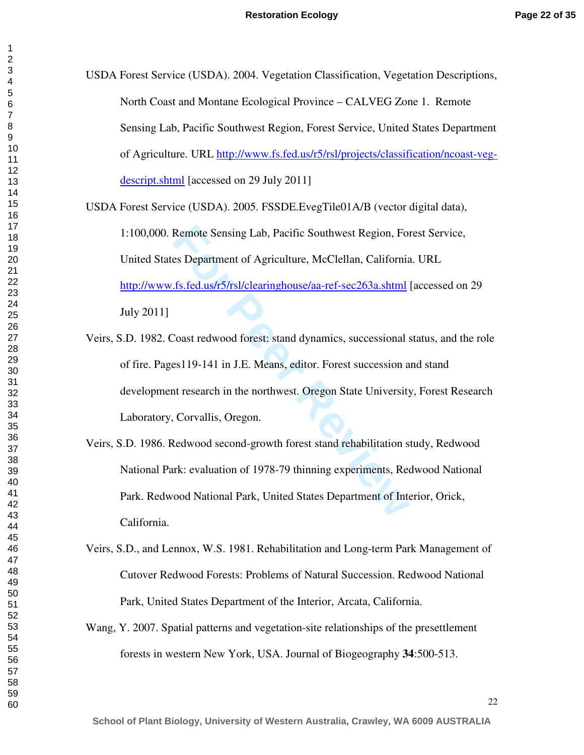USDA Forest Service (USDA). 2004. Vegetation Classification, Vegetation Descriptions, North Coast and Montane Ecological Province – CALVEG Zone 1. Remote Sensing Lab, Pacific Southwest Region, Forest Service, United States Department of Agriculture. URL http://www.fs.fed.us/r5/rsl/projects/classification/ncoast-veg-descript.shtml [accessed on 29 July 2011]

USDA Forest Service (USDA). 2005. FSSDE.EvegTile01A/B (vector digital data), 1:100,000. Remote Sensing Lab, Pacific Southwest Region, Forest Service, United States Department of Agriculture, McClellan, California. URL http://www.fs.fed.us/r5/rsl/clearinghouse/aa-ref-sec263a.shtml [accessed on 29 July 2011]

Veirs, S.D. 1982. Coast redwood forest: stand dynamics, successional status, and the role of fire. Pages119-141 in J.E. Means, editor. Forest succession and stand development research in the northwest. Oregon State University, Forest Research Laboratory, Corvallis, Oregon.

Veirs, S.D. 1986. Redwood second-growth forest stand rehabilitation study, Redwood National Park: evaluation of 1978-79 thinning experiments, Redwood National Park. Redwood National Park, United States Department of Interior, Orick, California.

Veirs, S.D., and Lennox, W.S. 1981. Rehabilitation and Long-term Park Management of Cutover Redwood Forests: Problems of Natural Succession. Redwood National Park, United States Department of the Interior, Arcata, California.

Wang, Y. 2007. Spatial patterns and vegetation-site relationships of the presettlement forests in western New York, USA. Journal of Biogeography **34**:500-513.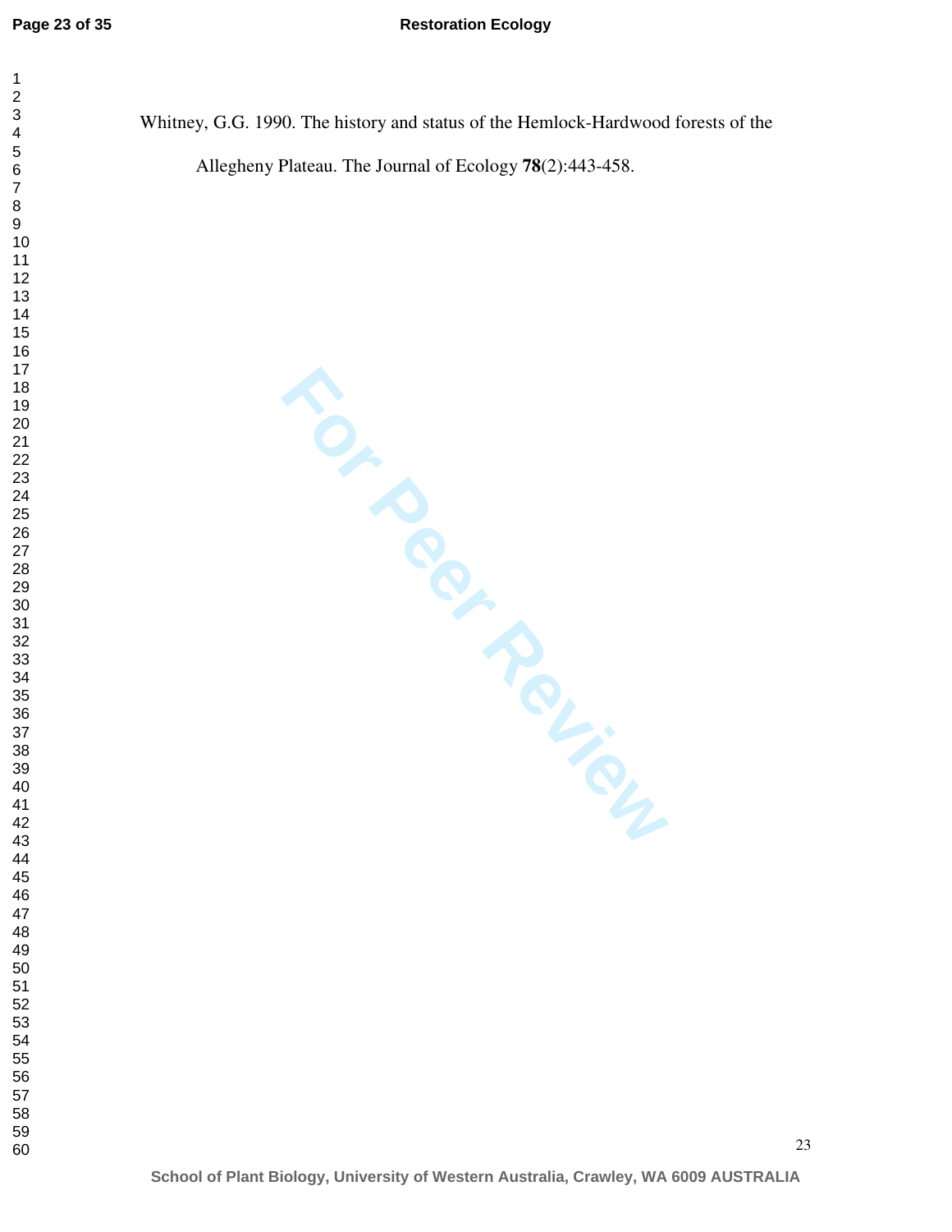Whitney, G.G. 1990. The history and status of the Hemlock-Hardwood forests of the Allegheny Plateau. The Journal of Ecology **78**(2):443-458.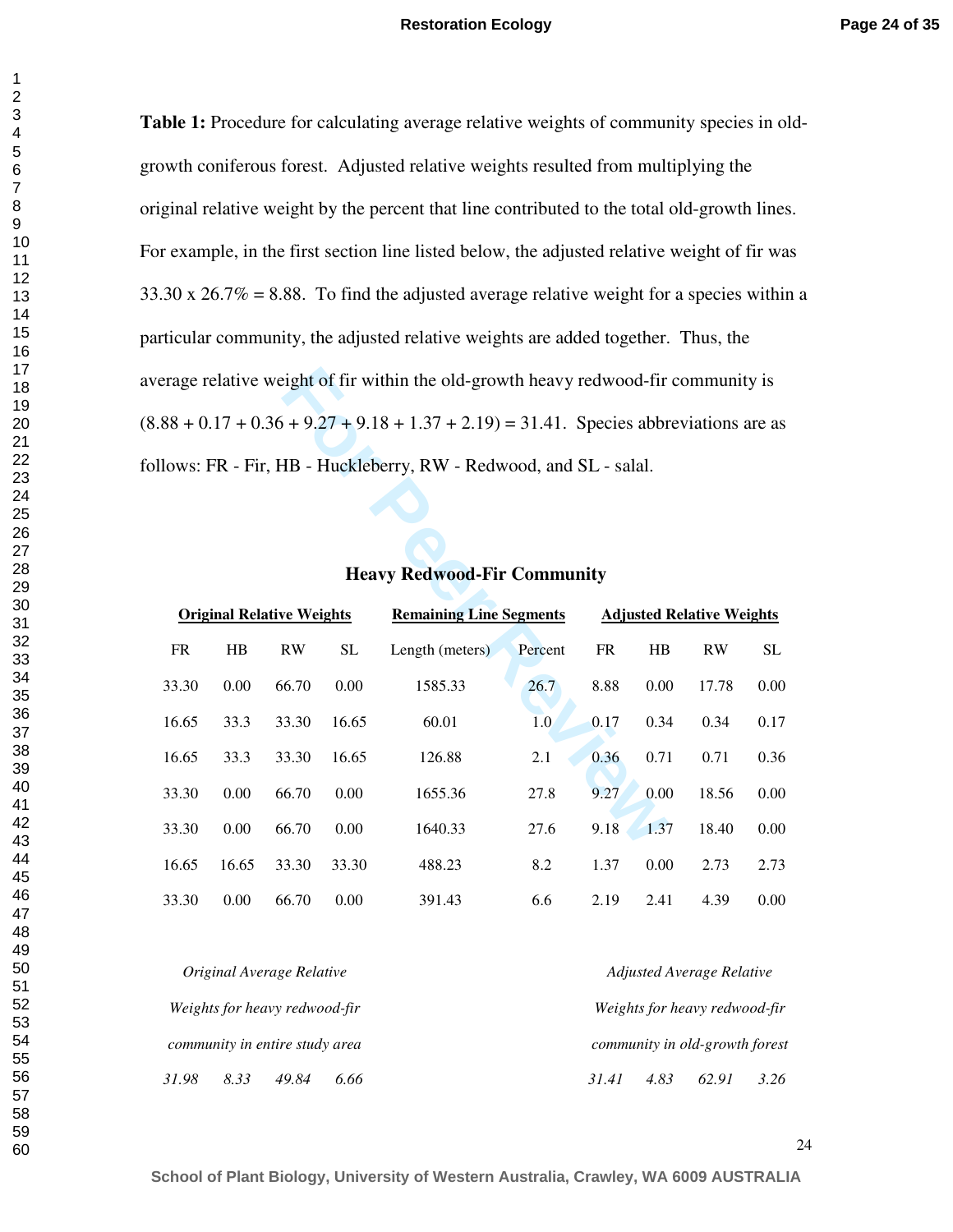**Table 1:** Procedure for calculating average relative weights of community species in old-growth coniferous forest. Adjusted relative weights resulted from multiplying the original relative weight by the percent that line contributed to the total old-growth lines. For example, in the first section line listed below, the adjusted relative weight of fir was 33.30 x 26.7% = 8.88. To find the adjusted average relative weight for a species within a particular community, the adjusted relative weights are added together. Thus, the average relative weight of fir within the old-growth heavy redwood-fir community is (8.88 + 0.17 + 0.36 + 9.27 + 9.18 + 1.37 + 2.19) = 31.41. Species abbreviations are as follows: FR - Fir, HB - Huckleberry, RW - Redwood, and SL - salal.

**Heavy Redwood-Fir Community**

| **Original Relative Weights** | | | | **Remaining Line Segments** | | **Adjusted Relative Weights** | | | |
|---|---|---|---|---|---|---|---|---|---|
| FR | HB | RW | SL | Length (meters) | Percent | FR | HB | RW | SL |
| 33.30 | 0.00 | 66.70 | 0.00 | 1585.33 | 26.7 | 8.88 | 0.00 | 17.78 | 0.00 |
| 16.65 | 33.3 | 33.30 | 16.65 | 60.01 | 1.0 | 0.17 | 0.34 | 0.34 | 0.17 |
| 16.65 | 33.3 | 33.30 | 16.65 | 126.88 | 2.1 | 0.36 | 0.71 | 0.71 | 0.36 |
| 33.30 | 0.00 | 66.70 | 0.00 | 1655.36 | 27.8 | 9.27 | 0.00 | 18.56 | 0.00 |
| 33.30 | 0.00 | 66.70 | 0.00 | 1640.33 | 27.6 | 9.18 | 1.37 | 18.40 | 0.00 |
| 16.65 | 16.65 | 33.30 | 33.30 | 488.23 | 8.2 | 1.37 | 0.00 | 2.73 | 2.73 |
| 33.30 | 0.00 | 66.70 | 0.00 | 391.43 | 6.6 | 2.19 | 2.41 | 4.39 | 0.00 |
| *Original Average Relative Weights for heavy redwood-fir community in entire study area* | | | | | | *Adjusted Average Relative Weights for heavy redwood-fir community in old-growth forest* | | | |
| *31.98* | *8.33* | *49.84* | *6.66* | | | *31.41* | *4.83* | *62.91* | *3.26* |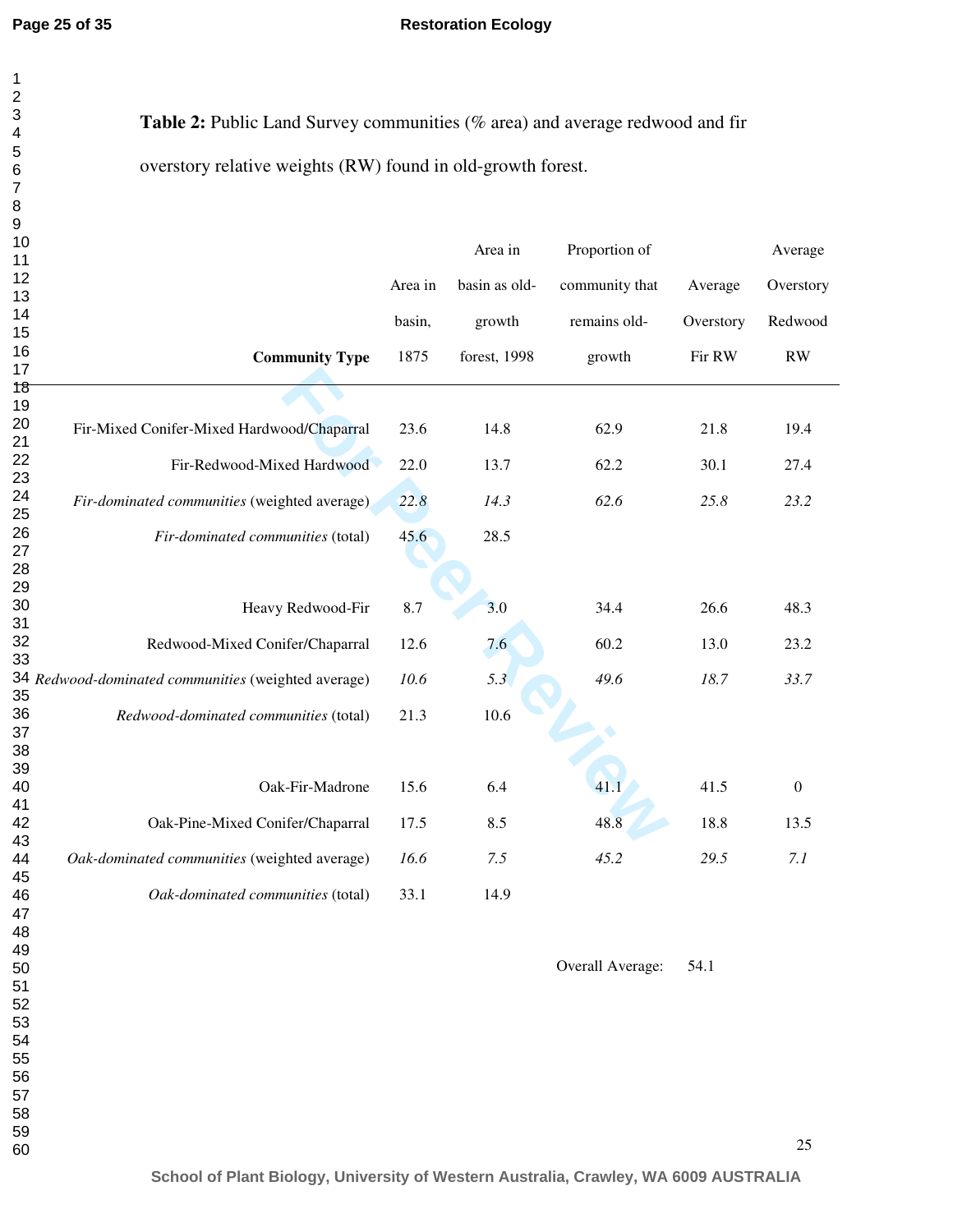**Table 2:** Public Land Survey communities (% area) and average redwood and fir overstory relative weights (RW) found in old-growth forest.

| **Community Type** | Area in basin, 1875 | Area in basin as old-growth forest, 1998 | Proportion of community that remains old-growth | Average Overstory Fir RW | Average Overstory Redwood RW |
|---|---|---|---|---|---|
| Fir-Mixed Conifer-Mixed Hardwood/Chaparral | 23.6 | 14.8 | 62.9 | 21.8 | 19.4 |
| Fir-Redwood-Mixed Hardwood | 22.0 | 13.7 | 62.2 | 30.1 | 27.4 |
| *Fir-dominated communities* (weighted average) | *22.8* | *14.3* | *62.6* | *25.8* | *23.2* |
| *Fir-dominated communities* (total) | 45.6 | 28.5 | | | |
| | | | | | |
| Heavy Redwood-Fir | 8.7 | 3.0 | 34.4 | 26.6 | 48.3 |
| Redwood-Mixed Conifer/Chaparral | 12.6 | 7.6 | 60.2 | 13.0 | 23.2 |
| *Redwood-dominated communities* (weighted average) | *10.6* | *5.3* | *49.6* | *18.7* | *33.7* |
| *Redwood-dominated communities* (total) | 21.3 | 10.6 | | | |
| | | | | | |
| Oak-Fir-Madrone | 15.6 | 6.4 | 41.1 | 41.5 | 0 |
| Oak-Pine-Mixed Conifer/Chaparral | 17.5 | 8.5 | 48.8 | 18.8 | 13.5 |
| *Oak-dominated communities* (weighted average) | *16.6* | *7.5* | *45.2* | *29.5* | *7.1* |
| *Oak-dominated communities* (total) | 33.1 | 14.9 | | | |
| | | | | | |
| | | | Overall Average: | 54.1 | |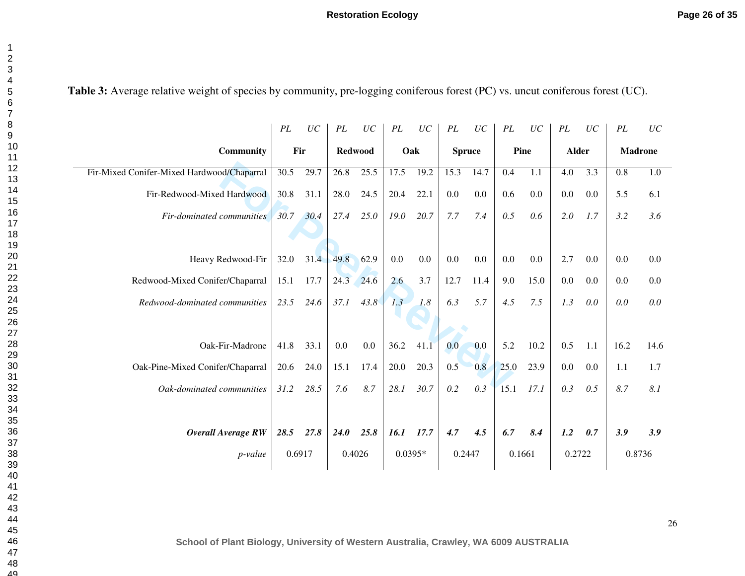**Table 3:** Average relative weight of species by community, pre-logging coniferous forest (PC) vs. uncut coniferous forest (UC).

| Community | Fir | | Redwood | | Oak | | Spruce | | Pine | | Alder | | Madrone | |
|---|---|---|---|---|---|---|---|---|---|---|---|---|---|---|
| | *PL* | *UC* | *PL* | *UC* | *PL* | *UC* | *PL* | *UC* | *PL* | *UC* | *PL* | *UC* | *PL* | *UC* |
| Fir-Mixed Conifer-Mixed Hardwood/Chaparral | 30.5 | 29.7 | 26.8 | 25.5 | 17.5 | 19.2 | 15.3 | 14.7 | 0.4 | 1.1 | 4.0 | 3.3 | 0.8 | 1.0 |
| Fir-Redwood-Mixed Hardwood | 30.8 | 31.1 | 28.0 | 24.5 | 20.4 | 22.1 | 0.0 | 0.0 | 0.6 | 0.0 | 0.0 | 0.0 | 5.5 | 6.1 |
| *Fir-dominated communities* | *30.7* | *30.4* | *27.4* | *25.0* | *19.0* | *20.7* | *7.7* | *7.4* | *0.5* | *0.6* | *2.0* | *1.7* | *3.2* | *3.6* |
| Heavy Redwood-Fir | 32.0 | 31.4 | 49.8 | 62.9 | 0.0 | 0.0 | 0.0 | 0.0 | 0.0 | 0.0 | 2.7 | 0.0 | 0.0 | 0.0 |
| Redwood-Mixed Conifer/Chaparral | 15.1 | 17.7 | 24.3 | 24.6 | 2.6 | 3.7 | 12.7 | 11.4 | 9.0 | 15.0 | 0.0 | 0.0 | 0.0 | 0.0 |
| *Redwood-dominated communities* | *23.5* | *24.6* | *37.1* | *43.8* | *1.3* | *1.8* | *6.3* | *5.7* | *4.5* | *7.5* | *1.3* | *0.0* | *0.0* | *0.0* |
| Oak-Fir-Madrone | 41.8 | 33.1 | 0.0 | 0.0 | 36.2 | 41.1 | 0.0 | 0.0 | 5.2 | 10.2 | 0.5 | 1.1 | 16.2 | 14.6 |
| Oak-Pine-Mixed Conifer/Chaparral | 20.6 | 24.0 | 15.1 | 17.4 | 20.0 | 20.3 | 0.5 | 0.8 | 25.0 | 23.9 | 0.0 | 0.0 | 1.1 | 1.7 |
| *Oak-dominated communities* | *31.2* | *28.5* | *7.6* | *8.7* | *28.1* | *30.7* | *0.2* | *0.3* | 15.1 | *17.1* | *0.3* | *0.5* | *8.7* | *8.1* |
| ***Overall Average RW*** | ***28.5*** | ***27.8*** | ***24.0*** | ***25.8*** | ***16.1*** | ***17.7*** | ***4.7*** | ***4.5*** | ***6.7*** | ***8.4*** | ***1.2*** | ***0.7*** | ***3.9*** | ***3.9*** |
| *p-value* | 0.6917 | | 0.4026 | | 0.0395* | | 0.2447 | | 0.1661 | | 0.2722 | | 0.8736 | |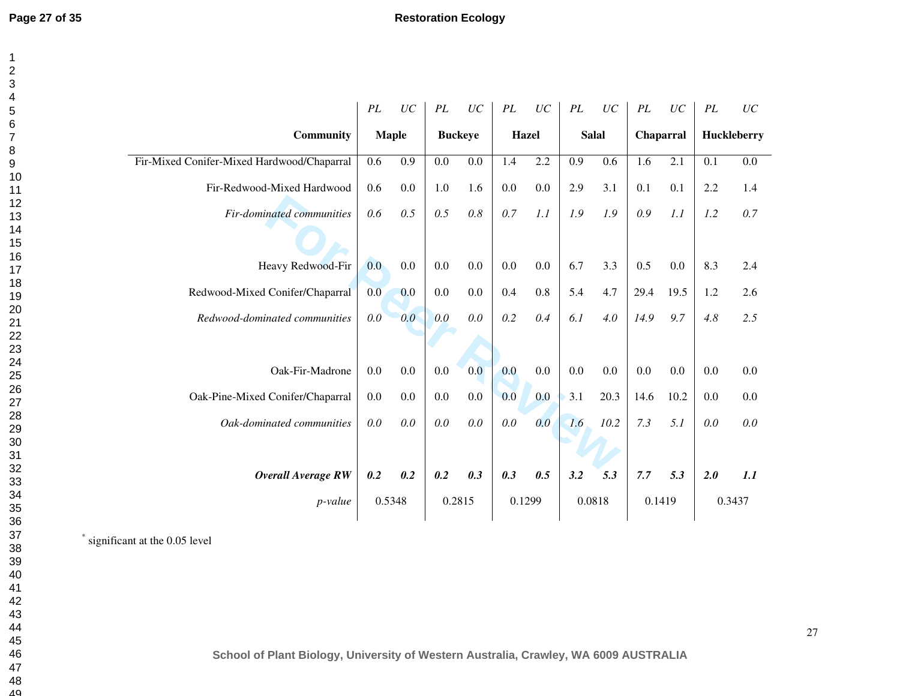| Community | Maple | | Buckeye | | Hazel | | Salal | | Chaparral | | Huckleberry | |
|---|---|---|---|---|---|---|---|---|---|---|---|---|
| | *PL* | *UC* | *PL* | *UC* | *PL* | *UC* | *PL* | *UC* | *PL* | *UC* | *PL* | *UC* |
| Fir-Mixed Conifer-Mixed Hardwood/Chaparral | 0.6 | 0.9 | 0.0 | 0.0 | 1.4 | 2.2 | 0.9 | 0.6 | 1.6 | 2.1 | 0.1 | 0.0 |
| Fir-Redwood-Mixed Hardwood | 0.6 | 0.0 | 1.0 | 1.6 | 0.0 | 0.0 | 2.9 | 3.1 | 0.1 | 0.1 | 2.2 | 1.4 |
| *Fir-dominated communities* | *0.6* | *0.5* | *0.5* | *0.8* | *0.7* | *1.1* | *1.9* | *1.9* | *0.9* | *1.1* | *1.2* | *0.7* |
| Heavy Redwood-Fir | 0.0 | 0.0 | 0.0 | 0.0 | 0.0 | 0.0 | 6.7 | 3.3 | 0.5 | 0.0 | 8.3 | 2.4 |
| Redwood-Mixed Conifer/Chaparral | 0.0 | 0.0 | 0.0 | 0.0 | 0.4 | 0.8 | 5.4 | 4.7 | 29.4 | 19.5 | 1.2 | 2.6 |
| *Redwood-dominated communities* | *0.0* | *0.0* | *0.0* | *0.0* | *0.2* | *0.4* | *6.1* | *4.0* | *14.9* | *9.7* | *4.8* | *2.5* |
| Oak-Fir-Madrone | 0.0 | 0.0 | 0.0 | 0.0 | 0.0 | 0.0 | 0.0 | 0.0 | 0.0 | 0.0 | 0.0 | 0.0 |
| Oak-Pine-Mixed Conifer/Chaparral | 0.0 | 0.0 | 0.0 | 0.0 | 0.0 | 0.0 | 3.1 | 20.3 | 14.6 | 10.2 | 0.0 | 0.0 |
| *Oak-dominated communities* | *0.0* | *0.0* | *0.0* | *0.0* | *0.0* | *0.0* | *1.6* | *10.2* | *7.3* | *5.1* | *0.0* | *0.0* |
| ***Overall Average RW*** | ***0.2*** | ***0.2*** | ***0.2*** | ***0.3*** | ***0.3*** | ***0.5*** | ***3.2*** | ***5.3*** | ***7.7*** | ***5.3*** | ***2.0*** | ***1.1*** |
| *p-value* | 0.5348 | | 0.2815 | | 0.1299 | | 0.0818 | | 0.1419 | | 0.3437 | |

[*] significant at the 0.05 level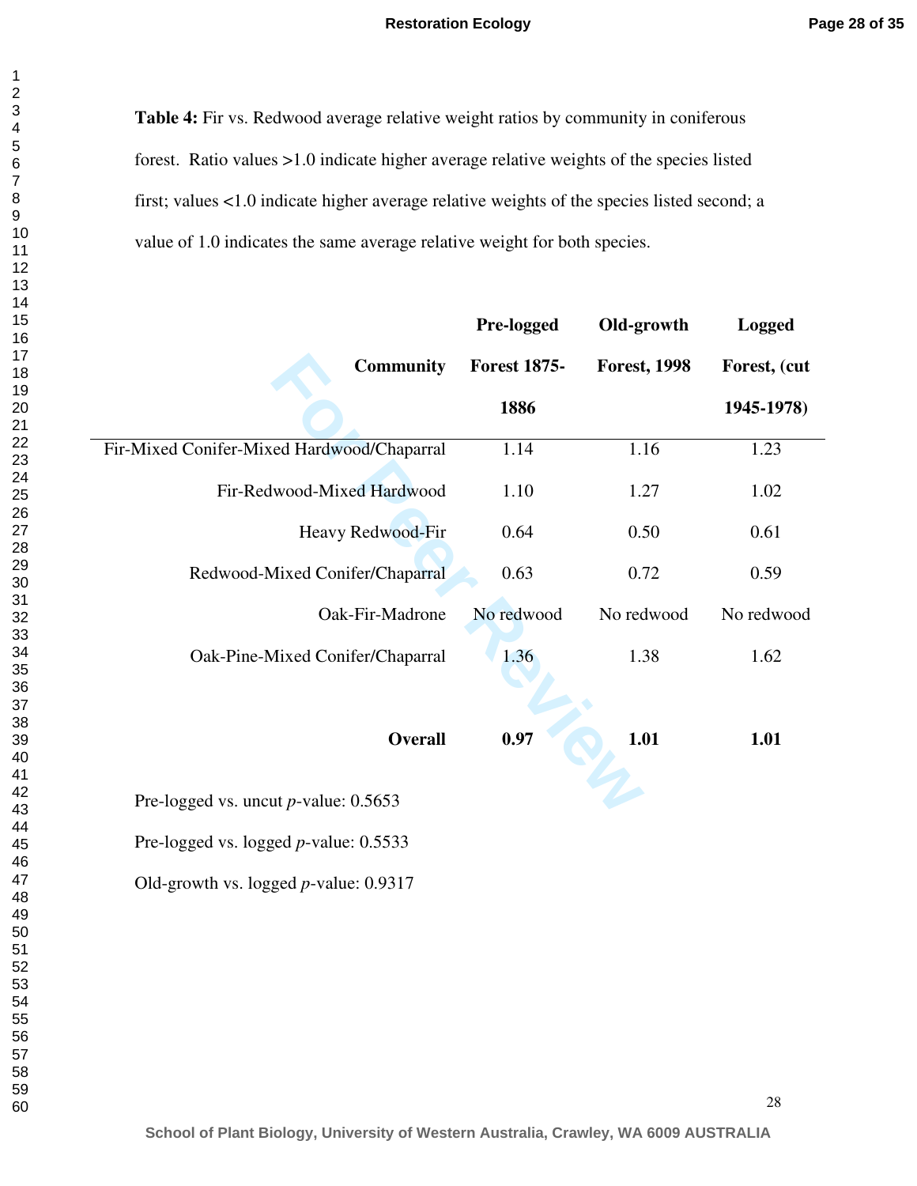**Table 4:** Fir vs. Redwood average relative weight ratios by community in coniferous forest. Ratio values >1.0 indicate higher average relative weights of the species listed first; values <1.0 indicate higher average relative weights of the species listed second; a value of 1.0 indicates the same average relative weight for both species.

| Community | Pre-logged Forest 1875-1886 | Old-growth Forest, 1998 | Logged Forest, (cut 1945-1978) |
|---|---|---|---|
| Fir-Mixed Conifer-Mixed Hardwood/Chaparral | 1.14 | 1.16 | 1.23 |
| Fir-Redwood-Mixed Hardwood | 1.10 | 1.27 | 1.02 |
| Heavy Redwood-Fir | 0.64 | 0.50 | 0.61 |
| Redwood-Mixed Conifer/Chaparral | 0.63 | 0.72 | 0.59 |
| Oak-Fir-Madrone | No redwood | No redwood | No redwood |
| Oak-Pine-Mixed Conifer/Chaparral | 1.36 | 1.38 | 1.62 |
| **Overall** | **0.97** | **1.01** | **1.01** |

Pre-logged vs. uncut *p*-value: 0.5653

Pre-logged vs. logged *p*-value: 0.5533

Old-growth vs. logged *p*-value: 0.9317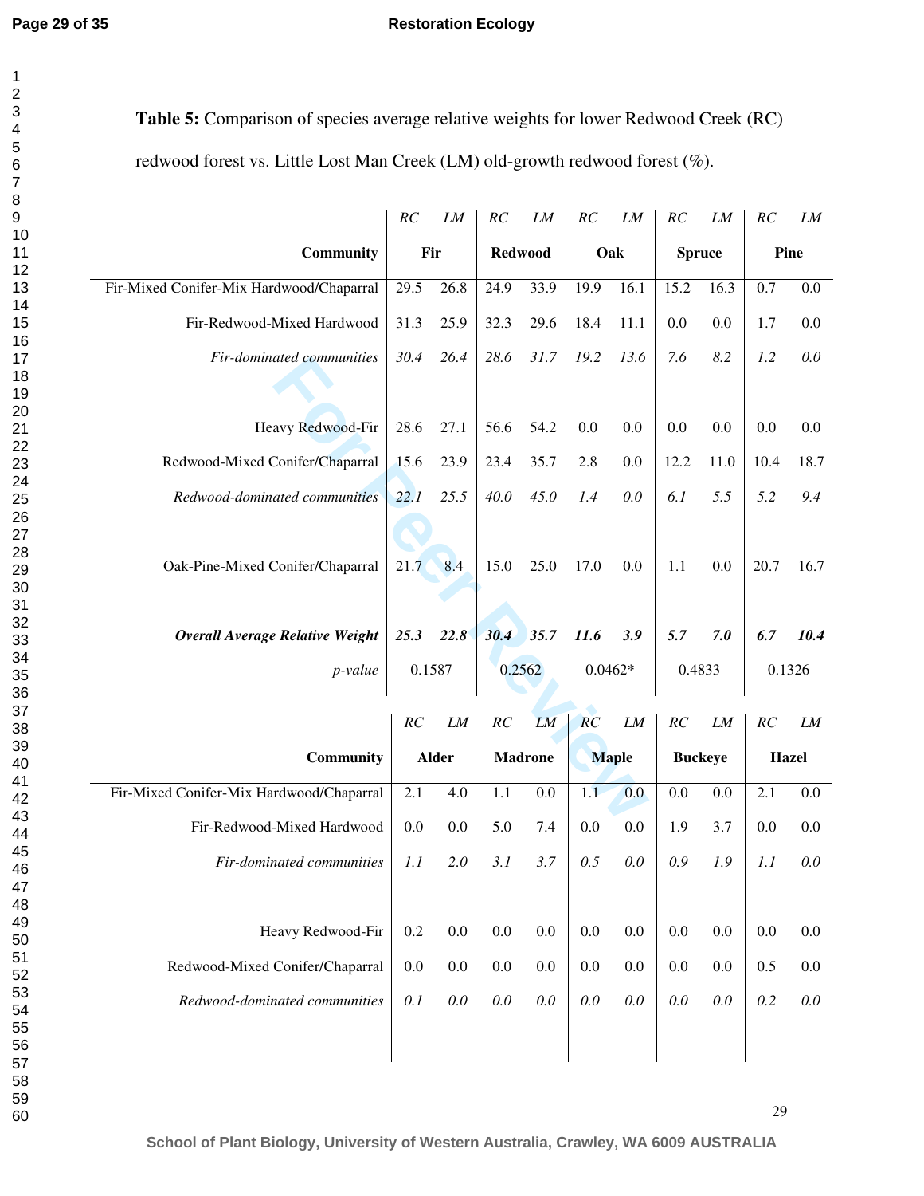**Table 5:** Comparison of species average relative weights for lower Redwood Creek (RC) redwood forest vs. Little Lost Man Creek (LM) old-growth redwood forest (%).

| | *RC* | *LM* | *RC* | *LM* | *RC* | *LM* | *RC* | *LM* | *RC* | *LM* |
|---|---|---|---|---|---|---|---|---|---|---|
| **Community** | **Fir** | | **Redwood** | | **Oak** | | **Spruce** | | **Pine** | |
| Fir-Mixed Conifer-Mix Hardwood/Chaparral | 29.5 | 26.8 | 24.9 | 33.9 | 19.9 | 16.1 | 15.2 | 16.3 | 0.7 | 0.0 |
| Fir-Redwood-Mixed Hardwood | 31.3 | 25.9 | 32.3 | 29.6 | 18.4 | 11.1 | 0.0 | 0.0 | 1.7 | 0.0 |
| *Fir-dominated communities* | *30.4* | *26.4* | *28.6* | *31.7* | *19.2* | *13.6* | *7.6* | *8.2* | *1.2* | *0.0* |
| Heavy Redwood-Fir | 28.6 | 27.1 | 56.6 | 54.2 | 0.0 | 0.0 | 0.0 | 0.0 | 0.0 | 0.0 |
| Redwood-Mixed Conifer/Chaparral | 15.6 | 23.9 | 23.4 | 35.7 | 2.8 | 0.0 | 12.2 | 11.0 | 10.4 | 18.7 |
| *Redwood-dominated communities* | *22.1* | *25.5* | *40.0* | *45.0* | *1.4* | *0.0* | *6.1* | *5.5* | *5.2* | *9.4* |
| Oak-Pine-Mixed Conifer/Chaparral | 21.7 | 8.4 | 15.0 | 25.0 | 17.0 | 0.0 | 1.1 | 0.0 | 20.7 | 16.7 |
| ***Overall Average Relative Weight*** | ***25.3*** | ***22.8*** | ***30.4*** | ***35.7*** | ***11.6*** | ***3.9*** | ***5.7*** | ***7.0*** | ***6.7*** | ***10.4*** |
| *p-value* | 0.1587 | | 0.2562 | | 0.0462* | | 0.4833 | | 0.1326 | |

| | *RC* | *LM* | *RC* | *LM* | *RC* | *LM* | *RC* | *LM* | *RC* | *LM* |
|---|---|---|---|---|---|---|---|---|---|---|
| **Community** | **Alder** | | **Madrone** | | **Maple** | | **Buckeye** | | **Hazel** | |
| Fir-Mixed Conifer-Mix Hardwood/Chaparral | 2.1 | 4.0 | 1.1 | 0.0 | 1.1 | 0.0 | 0.0 | 0.0 | 2.1 | 0.0 |
| Fir-Redwood-Mixed Hardwood | 0.0 | 0.0 | 5.0 | 7.4 | 0.0 | 0.0 | 1.9 | 3.7 | 0.0 | 0.0 |
| *Fir-dominated communities* | *1.1* | *2.0* | *3.1* | *3.7* | *0.5* | *0.0* | *0.9* | *1.9* | *1.1* | *0.0* |
| Heavy Redwood-Fir | 0.2 | 0.0 | 0.0 | 0.0 | 0.0 | 0.0 | 0.0 | 0.0 | 0.0 | 0.0 |
| Redwood-Mixed Conifer/Chaparral | 0.0 | 0.0 | 0.0 | 0.0 | 0.0 | 0.0 | 0.0 | 0.0 | 0.5 | 0.0 |
| *Redwood-dominated communities* | *0.1* | *0.0* | *0.0* | *0.0* | *0.0* | *0.0* | *0.0* | *0.0* | *0.2* | *0.0* |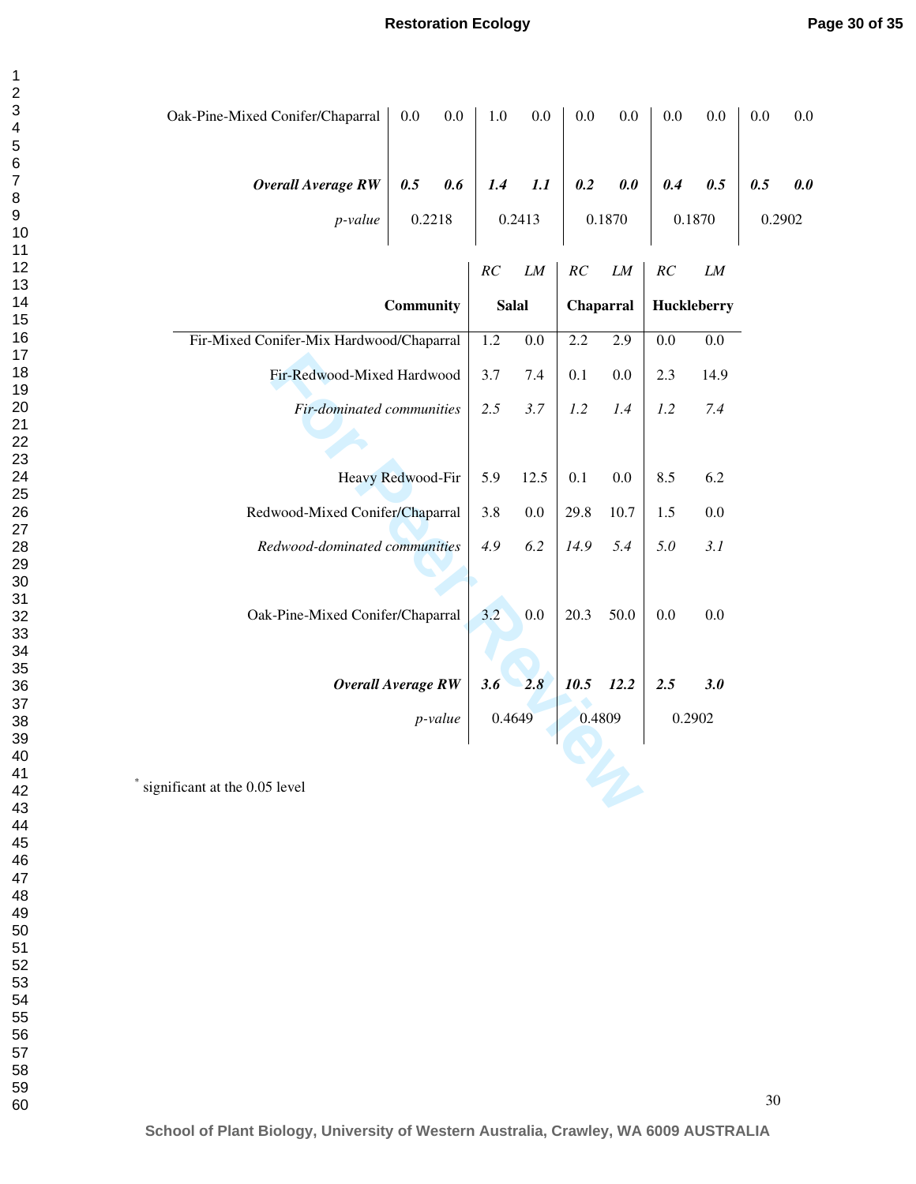| | | | | | | | | | | |
|---|---|---|---|---|---|---|---|---|---|---|
| Oak-Pine-Mixed Conifer/Chaparral | 0.0 | 0.0 | 1.0 | 0.0 | 0.0 | 0.0 | 0.0 | 0.0 | 0.0 | 0.0 |
| ***Overall Average RW*** | ***0.5*** | ***0.6*** | ***1.4*** | ***1.1*** | ***0.2*** | ***0.0*** | ***0.4*** | ***0.5*** | ***0.5*** | ***0.0*** |
| *p-value* | 0.2218 | | 0.2413 | | 0.1870 | | 0.1870 | | 0.2902 | |

| | *RC* | *LM* | *RC* | *LM* | *RC* | *LM* |
|---|---|---|---|---|---|---|
| **Community** | **Salal** | | **Chaparral** | | **Huckleberry** | |
| Fir-Mixed Conifer-Mix Hardwood/Chaparral | 1.2 | 0.0 | 2.2 | 2.9 | 0.0 | 0.0 |
| Fir-Redwood-Mixed Hardwood | 3.7 | 7.4 | 0.1 | 0.0 | 2.3 | 14.9 |
| *Fir-dominated communities* | *2.5* | *3.7* | *1.2* | *1.4* | *1.2* | *7.4* |
| Heavy Redwood-Fir | 5.9 | 12.5 | 0.1 | 0.0 | 8.5 | 6.2 |
| Redwood-Mixed Conifer/Chaparral | 3.8 | 0.0 | 29.8 | 10.7 | 1.5 | 0.0 |
| *Redwood-dominated communities* | *4.9* | *6.2* | *14.9* | *5.4* | *5.0* | *3.1* |
| Oak-Pine-Mixed Conifer/Chaparral | 3.2 | 0.0 | 20.3 | 50.0 | 0.0 | 0.0 |
| ***Overall Average RW*** | ***3.6*** | ***2.8*** | ***10.5*** | ***12.2*** | ***2.5*** | ***3.0*** |
| *p-value* | 0.4649 | | 0.4809 | | 0.2902 | |

* significant at the 0.05 level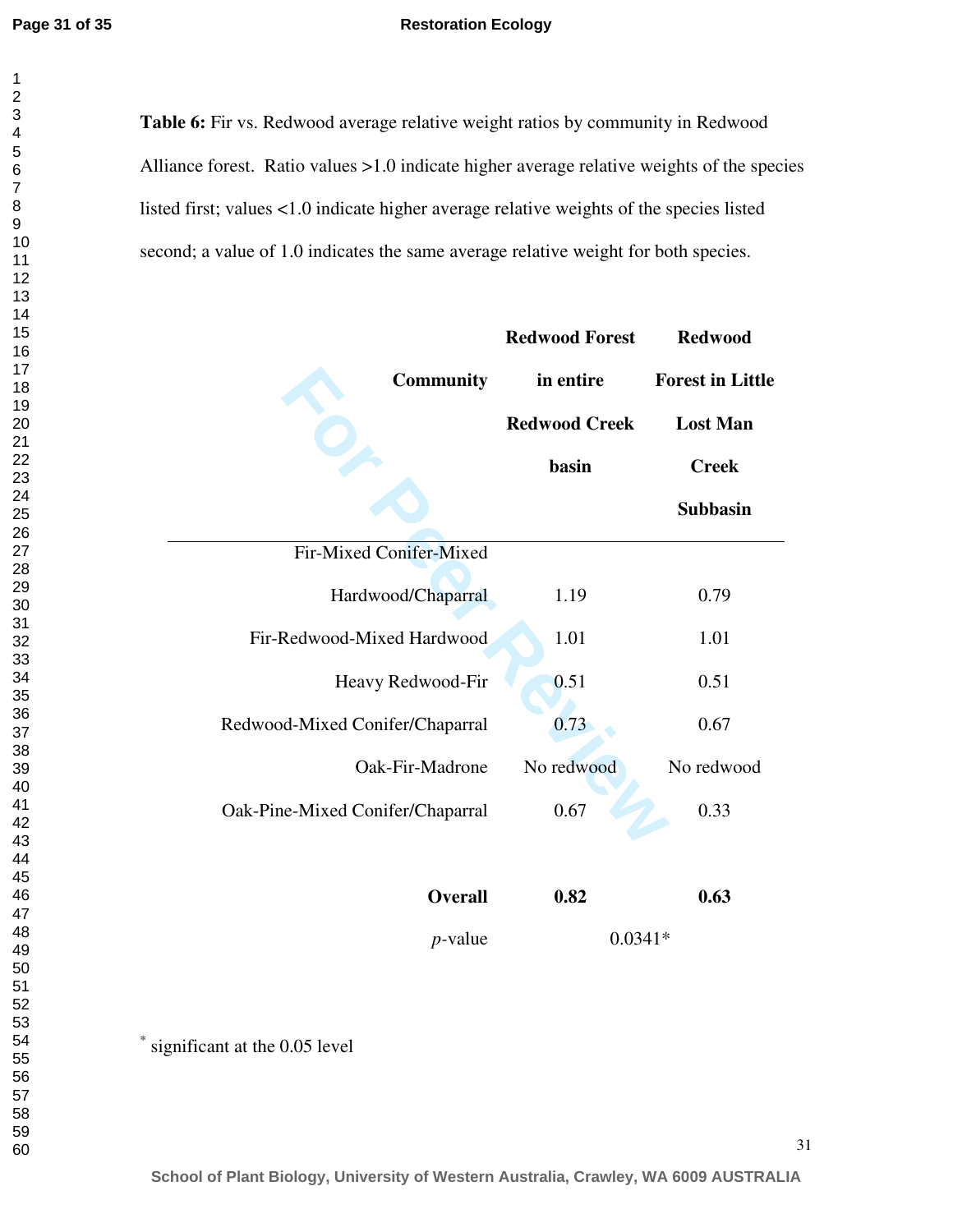**Table 6:** Fir vs. Redwood average relative weight ratios by community in Redwood Alliance forest. Ratio values >1.0 indicate higher average relative weights of the species listed first; values <1.0 indicate higher average relative weights of the species listed second; a value of 1.0 indicates the same average relative weight for both species.

| Community | Redwood Forest in entire Redwood Creek basin | Redwood Forest in Little Lost Man Creek Subbasin |
|---|---|---|
| Fir-Mixed Conifer-Mixed Hardwood/Chaparral | 1.19 | 0.79 |
| Fir-Redwood-Mixed Hardwood | 1.01 | 1.01 |
| Heavy Redwood-Fir | 0.51 | 0.51 |
| Redwood-Mixed Conifer/Chaparral | 0.73 | 0.67 |
| Oak-Fir-Madrone | No redwood | No redwood |
| Oak-Pine-Mixed Conifer/Chaparral | 0.67 | 0.33 |
| **Overall** | **0.82** | **0.63** |
| *p*-value | 0.0341* | |

\* significant at the 0.05 level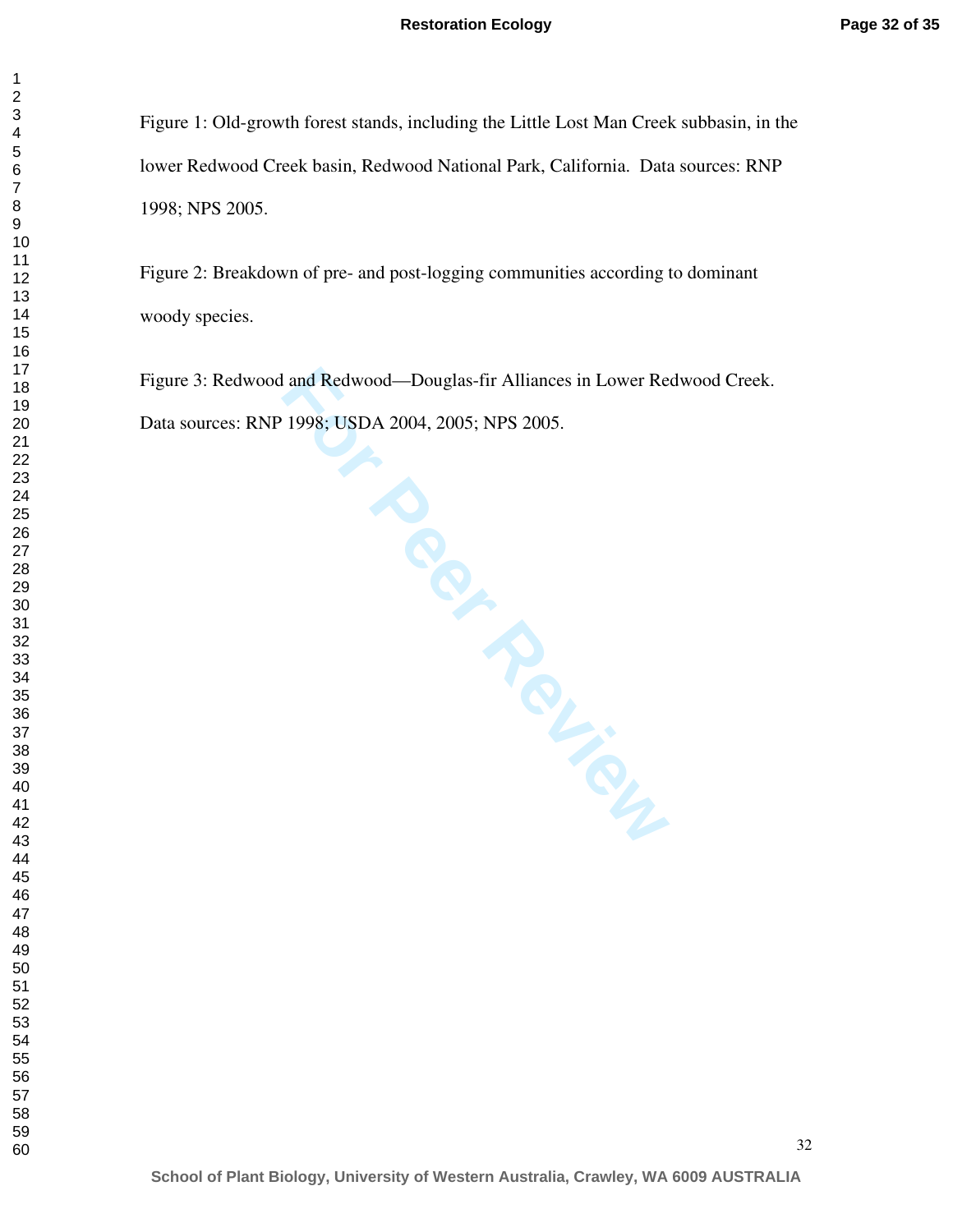Figure 1: Old-growth forest stands, including the Little Lost Man Creek subbasin, in the lower Redwood Creek basin, Redwood National Park, California. Data sources: RNP 1998; NPS 2005.

Figure 2: Breakdown of pre- and post-logging communities according to dominant woody species.

Figure 3: Redwood and Redwood—Douglas-fir Alliances in Lower Redwood Creek. Data sources: RNP 1998; USDA 2004, 2005; NPS 2005.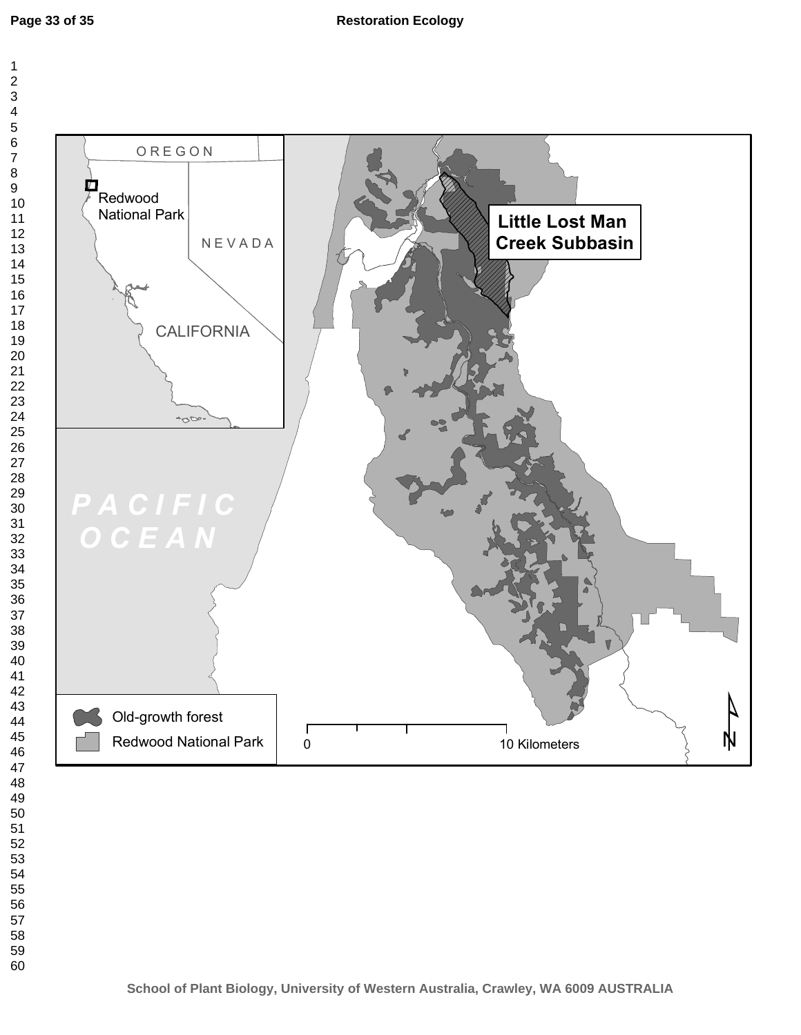OREGON

Redwood National Park

NEVADA

CALIFORNIA

PACIFIC OCEAN

Little Lost Man Creek Subbasin

Old-growth forest

Redwood National Park

0 10 Kilometers

N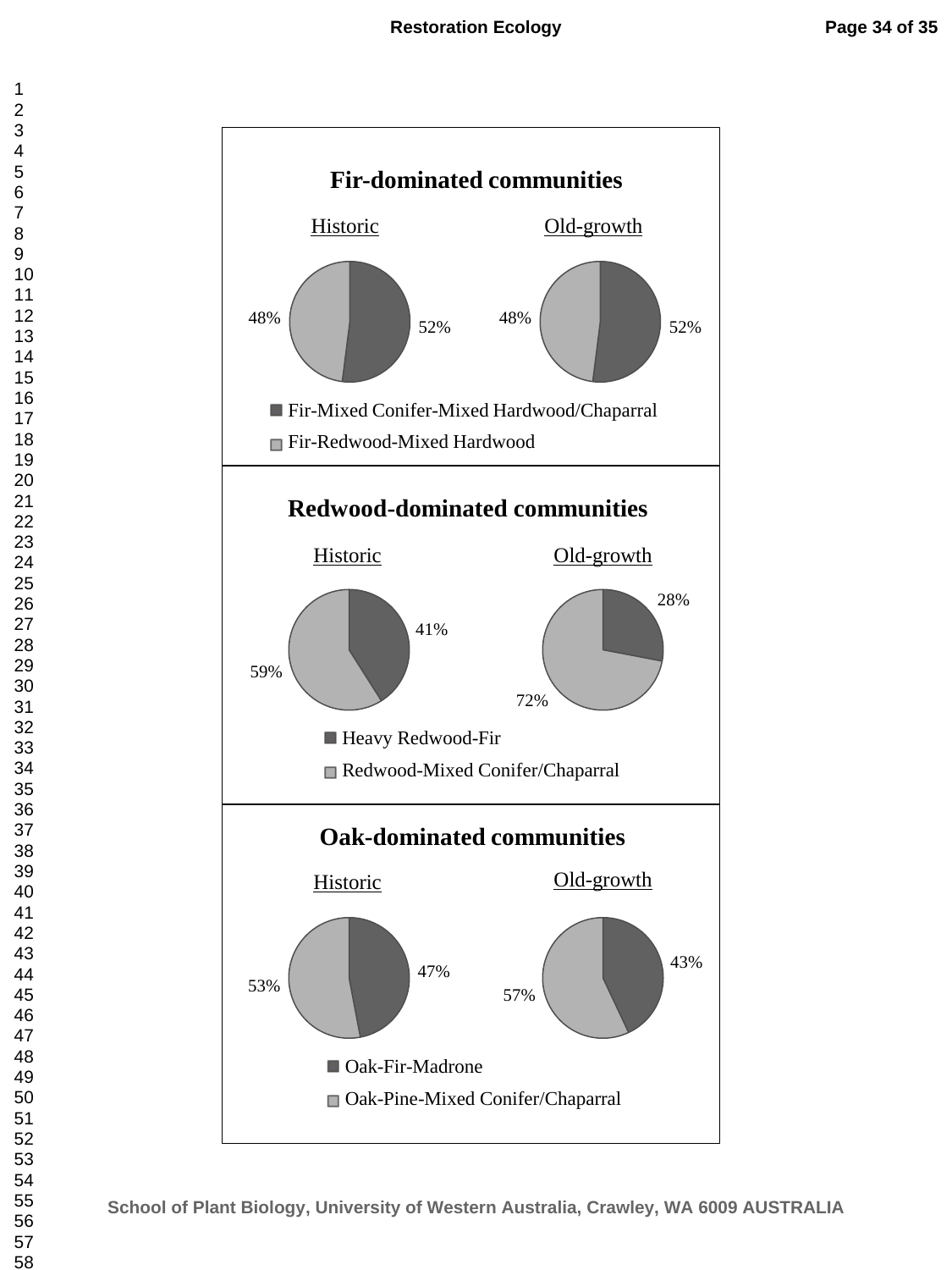## Fir-dominated communities

Historic

48% | 52%

Old-growth

48% | 52%

■ Fir-Mixed Conifer-Mixed Hardwood/Chaparral

□ Fir-Redwood-Mixed Hardwood

## Redwood-dominated communities

Historic

41% | 59%

Old-growth

28% | 72%

■ Heavy Redwood-Fir

□ Redwood-Mixed Conifer/Chaparral

## Oak-dominated communities

Historic

47% | 53%

Old-growth

43% | 57%

■ Oak-Fir-Madrone

□ Oak-Pine-Mixed Conifer/Chaparral

School of Plant Biology, University of Western Australia, Crawley, WA 6009 AUSTRALIA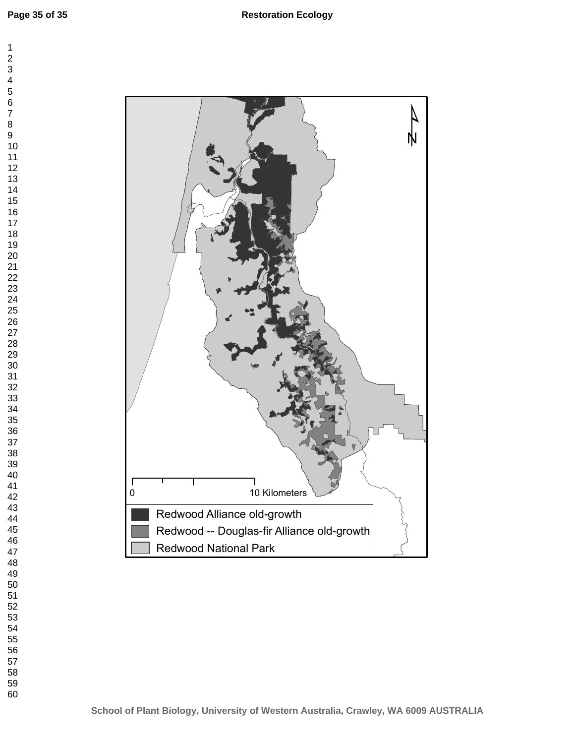N

0

10 Kilometers

Redwood Alliance old-growth

Redwood -- Douglas-fir Alliance old-growth

Redwood National Park